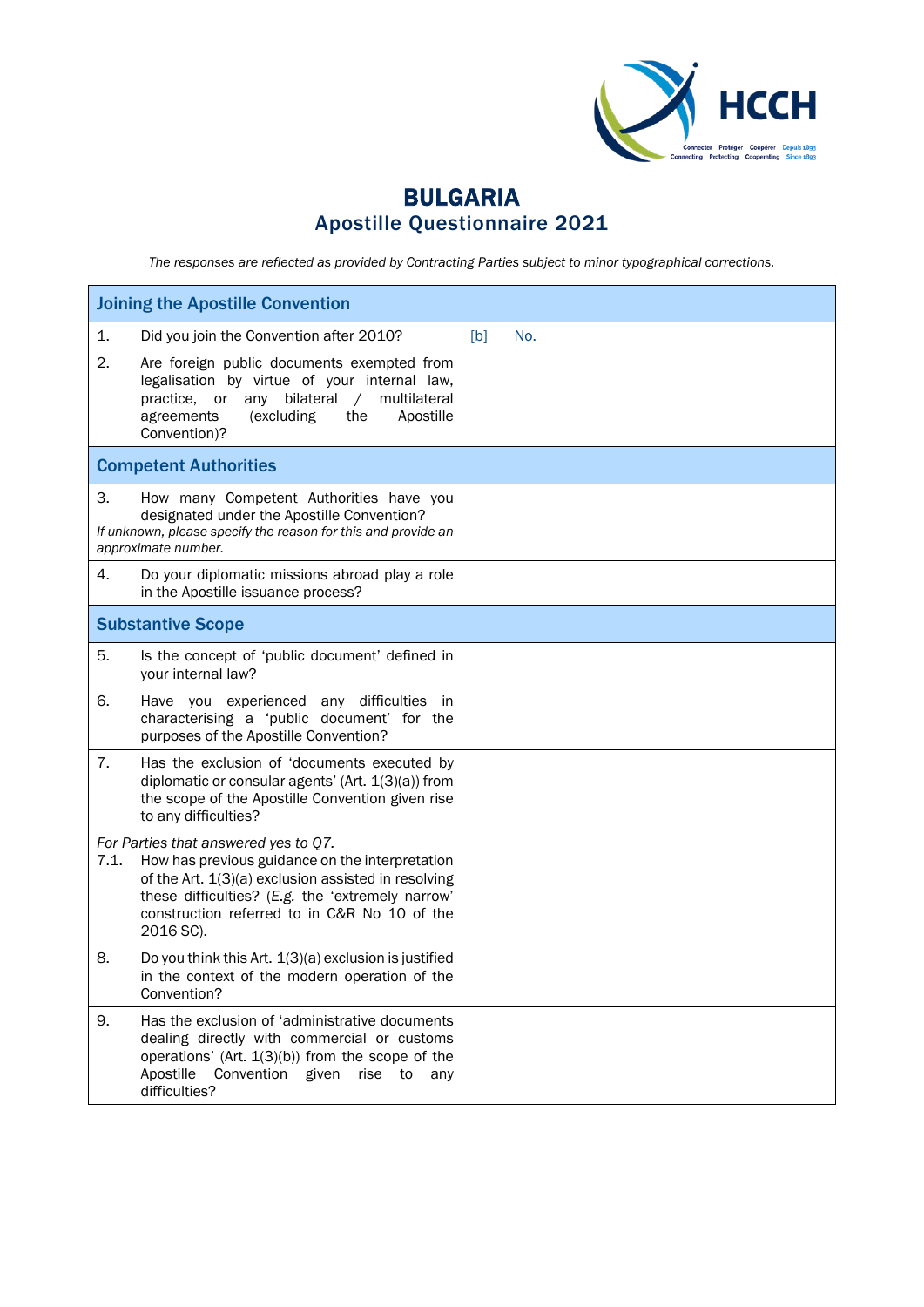# BULGARIA
## Apostille Questionnaire 2021

*The responses are reflected as provided by Contracting Parties subject to minor typographical corrections.*

| **Joining the Apostille Convention** | |
|---|---|
| 1. Did you join the Convention after 2010? | [b] No. |
| 2. Are foreign public documents exempted from legalisation by virtue of your internal law, practice, or any bilateral / multilateral agreements (excluding the Apostille Convention)? | |
| **Competent Authorities** | |
| 3. How many Competent Authorities have you designated under the Apostille Convention? *If unknown, please specify the reason for this and provide an approximate number.* | |
| 4. Do your diplomatic missions abroad play a role in the Apostille issuance process? | |
| **Substantive Scope** | |
| 5. Is the concept of 'public document' defined in your internal law? | |
| 6. Have you experienced any difficulties in characterising a 'public document' for the purposes of the Apostille Convention? | |
| 7. Has the exclusion of 'documents executed by diplomatic or consular agents' (Art. 1(3)(a)) from the scope of the Apostille Convention given rise to any difficulties? | |
| *For Parties that answered yes to Q7.* 7.1. How has previous guidance on the interpretation of the Art. 1(3)(a) exclusion assisted in resolving these difficulties? (*E.g.* the 'extremely narrow' construction referred to in C&R No 10 of the 2016 SC). | |
| 8. Do you think this Art. 1(3)(a) exclusion is justified in the context of the modern operation of the Convention? | |
| 9. Has the exclusion of 'administrative documents dealing directly with commercial or customs operations' (Art. 1(3)(b)) from the scope of the Apostille Convention given rise to any difficulties? | |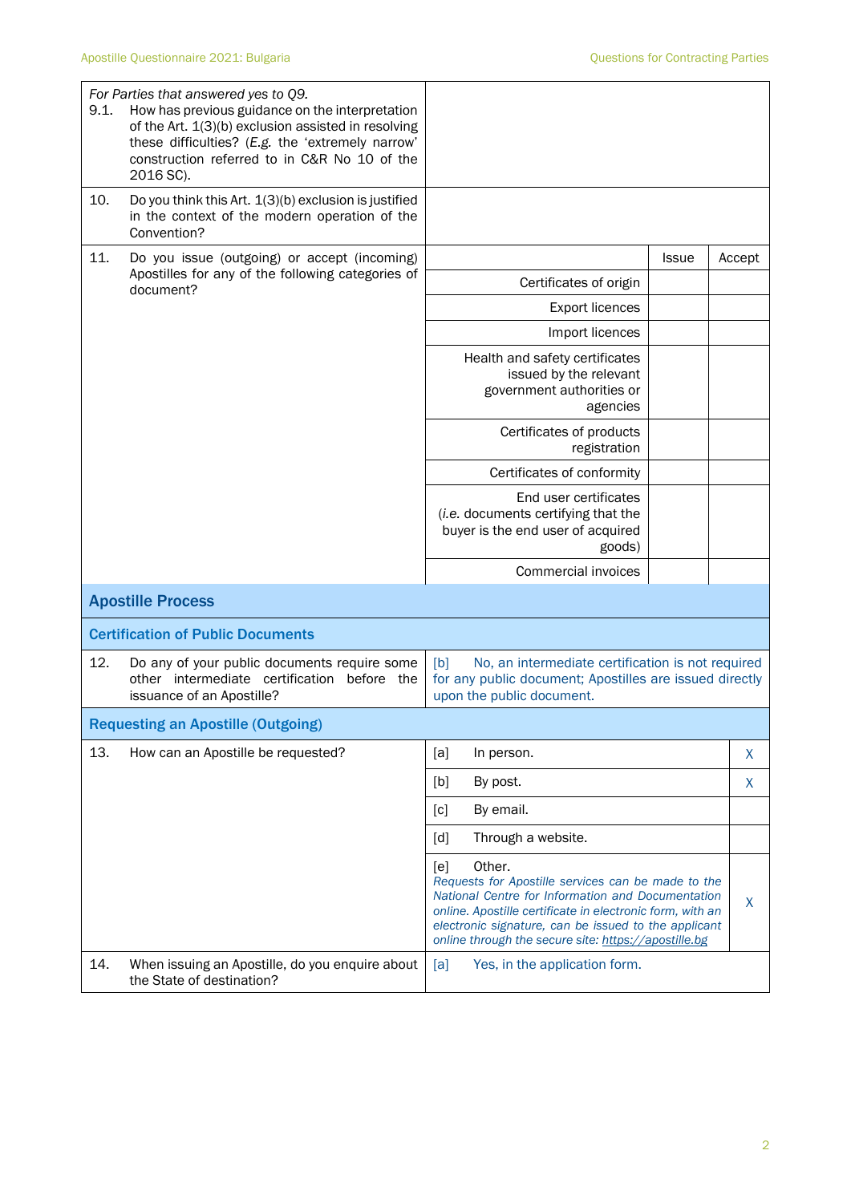| | |
|---|---|
| *For Parties that answered yes to Q9.*<br>9.1. How has previous guidance on the interpretation of the Art. 1(3)(b) exclusion assisted in resolving these difficulties? (*E.g.* the 'extremely narrow' construction referred to in C&R No 10 of the 2016 SC). | |
| 10. Do you think this Art. 1(3)(b) exclusion is justified in the context of the modern operation of the Convention? | |

11. Do you issue (outgoing) or accept (incoming) Apostilles for any of the following categories of document?

| | Issue | Accept |
|---|---|---|
| Certificates of origin | | |
| Export licences | | |
| Import licences | | |
| Health and safety certificates issued by the relevant government authorities or agencies | | |
| Certificates of products registration | | |
| Certificates of conformity | | |
| End user certificates (*i.e.* documents certifying that the buyer is the end user of acquired goods) | | |
| Commercial invoices | | |

## Apostille Process

### Certification of Public Documents

| | |
|---|---|
| 12. Do any of your public documents require some other intermediate certification before the issuance of an Apostille? | [b] No, an intermediate certification is not required for any public document; Apostilles are issued directly upon the public document. |

### Requesting an Apostille (Outgoing)

| | | |
|---|---|---|
| 13. How can an Apostille be requested? | [a] In person. | X |
| | [b] By post. | X |
| | [c] By email. | |
| | [d] Through a website. | |
| | [e] Other.<br>*Requests for Apostille services can be made to the National Centre for Information and Documentation online. Apostille certificate in electronic form, with an electronic signature, can be issued to the applicant online through the secure site: https://apostille.bg* | X |
| 14. When issuing an Apostille, do you enquire about the State of destination? | [a] Yes, in the application form. | |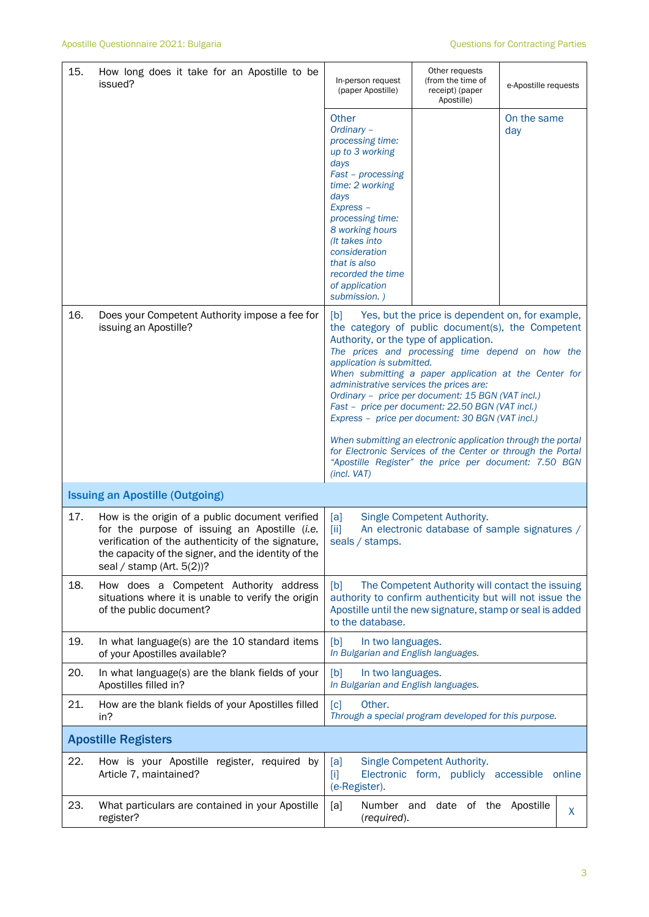| | | | | |
|---|---|---|---|---|
| 15. | How long does it take for an Apostille to be issued? | In-person request (paper Apostille) | Other requests (from the time of receipt) (paper Apostille) | e-Apostille requests |
| | | Other<br>*Ordinary – processing time: up to 3 working days*<br>*Fast – processing time: 2 working days*<br>*Express – processing time: 8 working hours*<br>*(It takes into consideration that is also recorded the time of application submission. )* | | On the same day |
| 16. | Does your Competent Authority impose a fee for issuing an Apostille? | [b] Yes, but the price is dependent on, for example, the category of public document(s), the Competent Authority, or the type of application.<br>*The prices and processing time depend on how the application is submitted.*<br>*When submitting a paper application at the Center for administrative services the prices are:*<br>*Ordinary – price per document: 15 BGN (VAT incl.)*<br>*Fast – price per document: 22.50 BGN (VAT incl.)*<br>*Express – price per document: 30 BGN (VAT incl.)*<br><br>*When submitting an electronic application through the portal for Electronic Services of the Center or through the Portal "Apostille Register" the price per document: 7.50 BGN (incl. VAT)* | | |

## Issuing an Apostille (Outgoing)

| | | |
|---|---|---|
| 17. | How is the origin of a public document verified for the purpose of issuing an Apostille (*i.e.* verification of the authenticity of the signature, the capacity of the signer, and the identity of the seal / stamp (Art. 5(2))? | [a] Single Competent Authority.<br>[ii] An electronic database of sample signatures / seals / stamps. |
| 18. | How does a Competent Authority address situations where it is unable to verify the origin of the public document? | [b] The Competent Authority will contact the issuing authority to confirm authenticity but will not issue the Apostille until the new signature, stamp or seal is added to the database. |
| 19. | In what language(s) are the 10 standard items of your Apostilles available? | [b] In two languages.<br>*In Bulgarian and English languages.* |
| 20. | In what language(s) are the blank fields of your Apostilles filled in? | [b] In two languages.<br>*In Bulgarian and English languages.* |
| 21. | How are the blank fields of your Apostilles filled in? | [c] Other.<br>*Through a special program developed for this purpose.* |

## Apostille Registers

| | | | |
|---|---|---|---|
| 22. | How is your Apostille register, required by Article 7, maintained? | [a] Single Competent Authority.<br>[i] Electronic form, publicly accessible online (e-Register). | |
| 23. | What particulars are contained in your Apostille register? | [a] Number and date of the Apostille (*required*). | X |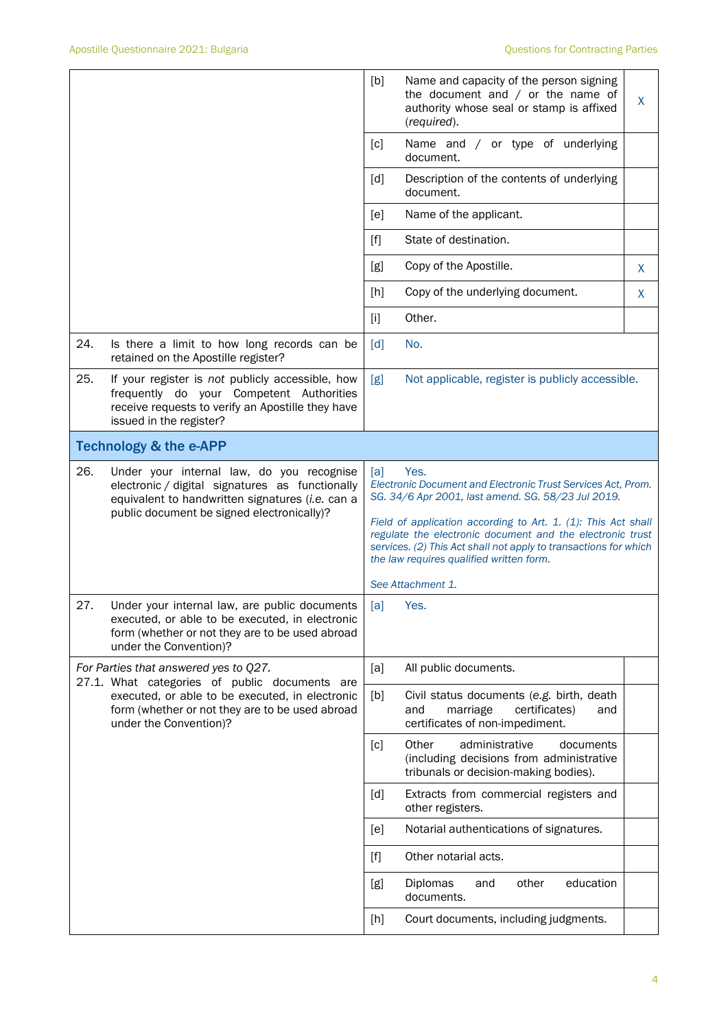| | | | |
|---|---|---|---|
| | [b] | Name and capacity of the person signing the document and / or the name of authority whose seal or stamp is affixed (*required*). | X |
| | [c] | Name and / or type of underlying document. | |
| | [d] | Description of the contents of underlying document. | |
| | [e] | Name of the applicant. | |
| | [f] | State of destination. | |
| | [g] | Copy of the Apostille. | X |
| | [h] | Copy of the underlying document. | X |
| | [i] | Other. | |
| 24. Is there a limit to how long records can be retained on the Apostille register? | [d] | No. | |
| 25. If your register is *not* publicly accessible, how frequently do your Competent Authorities receive requests to verify an Apostille they have issued in the register? | [g] | Not applicable, register is publicly accessible. | |

## Technology & the e-APP

| | | | |
|---|---|---|---|
| 26. Under your internal law, do you recognise electronic / digital signatures as functionally equivalent to handwritten signatures (*i.e.* can a public document be signed electronically)? | [a] | Yes. *Electronic Document and Electronic Trust Services Act, Prom. SG. 34/6 Apr 2001, last amend. SG. 58/23 Jul 2019.* *Field of application according to Art. 1. (1): This Act shall regulate the electronic document and the electronic trust services. (2) This Act shall not apply to transactions for which the law requires qualified written form.* *See Attachment 1.* | |
| 27. Under your internal law, are public documents executed, or able to be executed, in electronic form (whether or not they are to be used abroad under the Convention)? | [a] | Yes. | |
| *For Parties that answered yes to Q27.* 27.1. What categories of public documents are executed, or able to be executed, in electronic form (whether or not they are to be used abroad under the Convention)? | [a] | All public documents. | |
| | [b] | Civil status documents (e.g. birth, death and marriage certificates) and certificates of non-impediment. | |
| | [c] | Other administrative documents (including decisions from administrative tribunals or decision-making bodies). | |
| | [d] | Extracts from commercial registers and other registers. | |
| | [e] | Notarial authentications of signatures. | |
| | [f] | Other notarial acts. | |
| | [g] | Diplomas and other education documents. | |
| | [h] | Court documents, including judgments. | |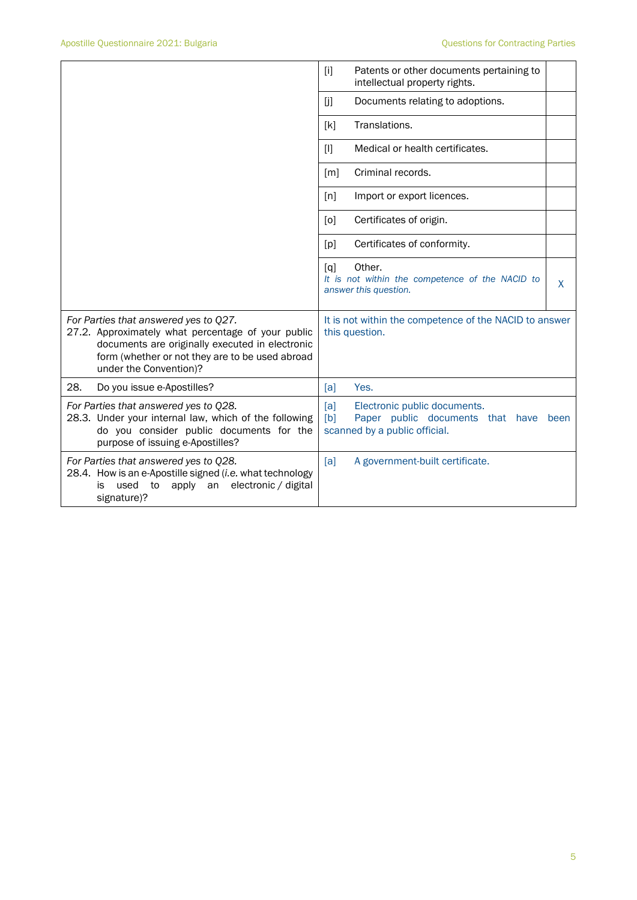| | | |
|---|---|---|
| | [i] Patents or other documents pertaining to intellectual property rights. | |
| | [j] Documents relating to adoptions. | |
| | [k] Translations. | |
| | [l] Medical or health certificates. | |
| | [m] Criminal records. | |
| | [n] Import or export licences. | |
| | [o] Certificates of origin. | |
| | [p] Certificates of conformity. | |
| | [q] Other. *It is not within the competence of the NACID to answer this question.* | X |
| *For Parties that answered yes to Q27.* 27.2. Approximately what percentage of your public documents are originally executed in electronic form (whether or not they are to be used abroad under the Convention)? | It is not within the competence of the NACID to answer this question. | |
| 28. Do you issue e-Apostilles? | [a] Yes. | |
| *For Parties that answered yes to Q28.* 28.3. Under your internal law, which of the following do you consider public documents for the purpose of issuing e-Apostilles? | [a] Electronic public documents. [b] Paper public documents that have been scanned by a public official. | |
| *For Parties that answered yes to Q28.* 28.4. How is an e-Apostille signed (*i.e.* what technology is used to apply an electronic / digital signature)? | [a] A government-built certificate. | |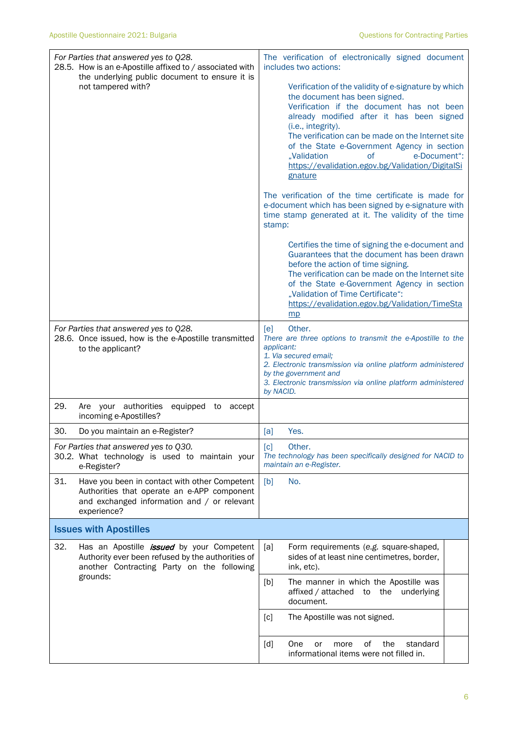| | |
|---|---|
| *For Parties that answered yes to Q28.*<br>28.5. How is an e-Apostille affixed to / associated with the underlying public document to ensure it is not tampered with? | The verification of electronically signed document includes two actions:<br><br>Verification of the validity of e-signature by which the document has been signed.<br>Verification if the document has not been already modified after it has been signed (i.e., integrity).<br>The verification can be made on the Internet site of the State e-Government Agency in section „Validation of e-Document": https://evalidation.egov.bg/Validation/DigitalSignature<br><br>The verification of the time certificate is made for e-document which has been signed by e-signature with time stamp generated at it. The validity of the time stamp:<br><br>Certifies the time of signing the e-document and Guarantees that the document has been drawn before the action of time signing.<br>The verification can be made on the Internet site of the State e-Government Agency in section „Validation of Time Certificate": https://evalidation.egov.bg/Validation/TimeStamp |
| *For Parties that answered yes to Q28.*<br>28.6. Once issued, how is the e-Apostille transmitted to the applicant? | [e] Other.<br>*There are three options to transmit the e-Apostille to the applicant:*<br>*1. Via secured email;*<br>*2. Electronic transmission via online platform administered by the government and*<br>*3. Electronic transmission via online platform administered by NACID.* |
| 29. Are your authorities equipped to accept incoming e-Apostilles? | |
| 30. Do you maintain an e-Register? | [a] Yes. |
| *For Parties that answered yes to Q30.*<br>30.2. What technology is used to maintain your e-Register? | [c] Other.<br>*The technology has been specifically designed for NACID to maintain an e-Register.* |
| 31. Have you been in contact with other Competent Authorities that operate an e-APP component and exchanged information and / or relevant experience? | [b] No. |

## Issues with Apostilles

| | | |
|---|---|---|
| 32. Has an Apostille ***issued*** by your Competent Authority ever been refused by the authorities of another Contracting Party on the following grounds: | [a] Form requirements (e.g. square-shaped, sides of at least nine centimetres, border, ink, etc). | |
| | [b] The manner in which the Apostille was affixed / attached to the underlying document. | |
| | [c] The Apostille was not signed. | |
| | [d] One or more of the standard informational items were not filled in. | |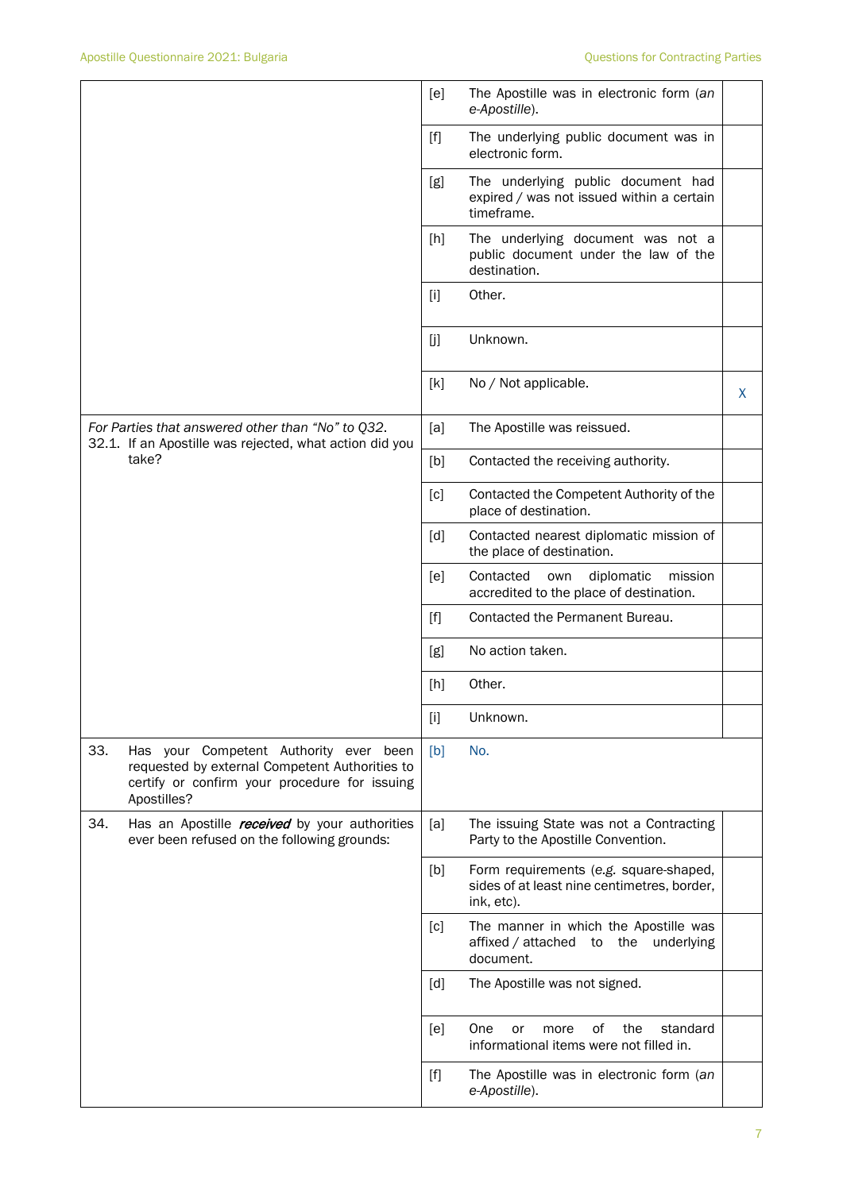| | | | |
|---|---|---|---|
| | [e] | The Apostille was in electronic form (*an e-Apostille*). | |
| | [f] | The underlying public document was in electronic form. | |
| | [g] | The underlying public document had expired / was not issued within a certain timeframe. | |
| | [h] | The underlying document was not a public document under the law of the destination. | |
| | [i] | Other. | |
| | [j] | Unknown. | |
| | [k] | No / Not applicable. | X |
| *For Parties that answered other than "No" to Q32.* 32.1. If an Apostille was rejected, what action did you take? | [a] | The Apostille was reissued. | |
| | [b] | Contacted the receiving authority. | |
| | [c] | Contacted the Competent Authority of the place of destination. | |
| | [d] | Contacted nearest diplomatic mission of the place of destination. | |
| | [e] | Contacted own diplomatic mission accredited to the place of destination. | |
| | [f] | Contacted the Permanent Bureau. | |
| | [g] | No action taken. | |
| | [h] | Other. | |
| | [i] | Unknown. | |
| 33. Has your Competent Authority ever been requested by external Competent Authorities to certify or confirm your procedure for issuing Apostilles? | [b] | No. | |
| 34. Has an Apostille ***received*** by your authorities ever been refused on the following grounds: | [a] | The issuing State was not a Contracting Party to the Apostille Convention. | |
| | [b] | Form requirements (*e.g.* square-shaped, sides of at least nine centimetres, border, ink, etc). | |
| | [c] | The manner in which the Apostille was affixed / attached to the underlying document. | |
| | [d] | The Apostille was not signed. | |
| | [e] | One or more of the standard informational items were not filled in. | |
| | [f] | The Apostille was in electronic form (*an e-Apostille*). | |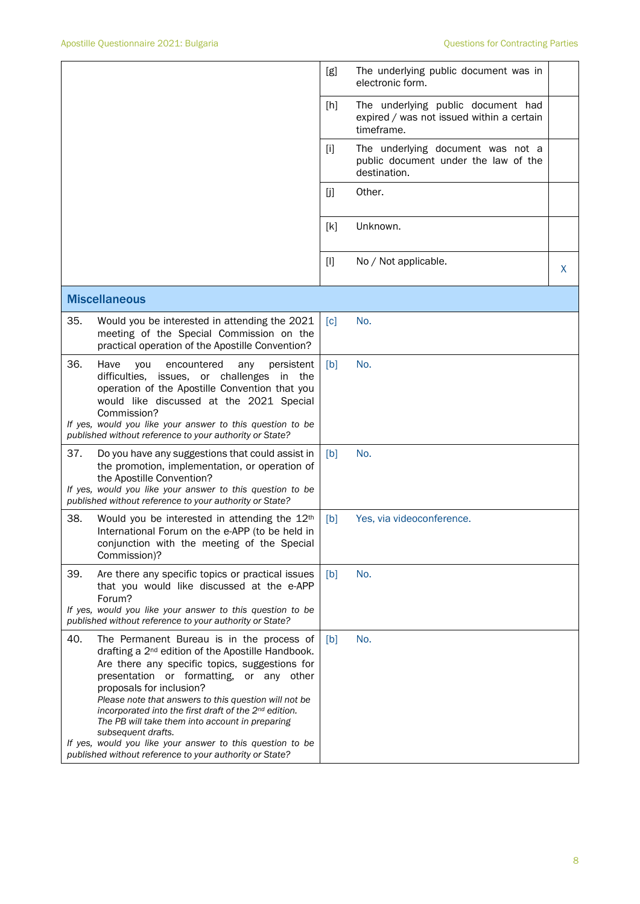| | | | |
|---|---|---|---|
| | [g] | The underlying public document was in electronic form. | |
| | [h] | The underlying public document had expired / was not issued within a certain timeframe. | |
| | [i] | The underlying document was not a public document under the law of the destination. | |
| | [j] | Other. | |
| | [k] | Unknown. | |
| | [l] | No / Not applicable. | X |

## Miscellaneous

| Question | | Answer |
|---|---|---|
| 35. Would you be interested in attending the 2021 meeting of the Special Commission on the practical operation of the Apostille Convention? | [c] | No. |
| 36. Have you encountered any persistent difficulties, issues, or challenges in the operation of the Apostille Convention that you would like discussed at the 2021 Special Commission?<br>*If yes, would you like your answer to this question to be published without reference to your authority or State?* | [b] | No. |
| 37. Do you have any suggestions that could assist in the promotion, implementation, or operation of the Apostille Convention?<br>*If yes, would you like your answer to this question to be published without reference to your authority or State?* | [b] | No. |
| 38. Would you be interested in attending the 12th International Forum on the e-APP (to be held in conjunction with the meeting of the Special Commission)? | [b] | Yes, via videoconference. |
| 39. Are there any specific topics or practical issues that you would like discussed at the e-APP Forum?<br>*If yes, would you like your answer to this question to be published without reference to your authority or State?* | [b] | No. |
| 40. The Permanent Bureau is in the process of drafting a 2nd edition of the Apostille Handbook. Are there any specific topics, suggestions for presentation or formatting, or any other proposals for inclusion?<br>*Please note that answers to this question will not be incorporated into the first draft of the 2nd edition. The PB will take them into account in preparing subsequent drafts.*<br>*If yes, would you like your answer to this question to be published without reference to your authority or State?* | [b] | No. |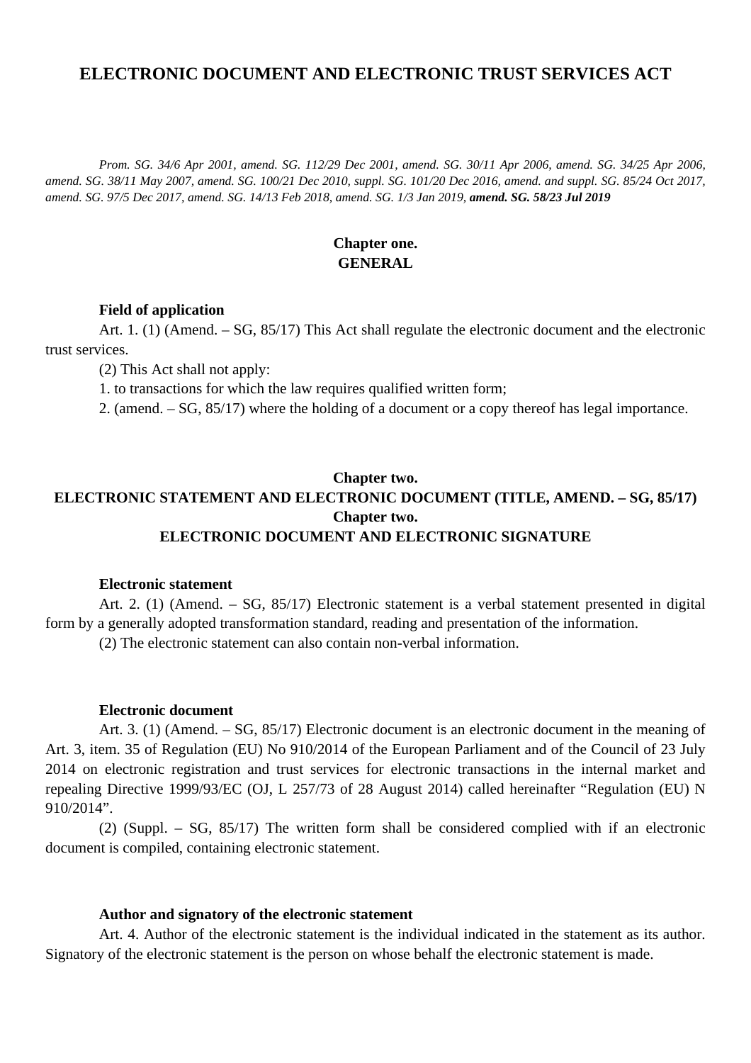# ELECTRONIC DOCUMENT AND ELECTRONIC TRUST SERVICES ACT

*Prom. SG. 34/6 Apr 2001, amend. SG. 112/29 Dec 2001, amend. SG. 30/11 Apr 2006, amend. SG. 34/25 Apr 2006, amend. SG. 38/11 May 2007, amend. SG. 100/21 Dec 2010, suppl. SG. 101/20 Dec 2016, amend. and suppl. SG. 85/24 Oct 2017, amend. SG. 97/5 Dec 2017, amend. SG. 14/13 Feb 2018, amend. SG. 1/3 Jan 2019,* ***amend. SG. 58/23 Jul 2019***

## Chapter one.
## GENERAL

**Field of application**

Art. 1. (1) (Amend. – SG, 85/17) This Act shall regulate the electronic document and the electronic trust services.

(2) This Act shall not apply:

1. to transactions for which the law requires qualified written form;

2. (amend. – SG, 85/17) where the holding of a document or a copy thereof has legal importance.

## Chapter two.
## ELECTRONIC STATEMENT AND ELECTRONIC DOCUMENT (TITLE, AMEND. – SG, 85/17)
## Chapter two.
## ELECTRONIC DOCUMENT AND ELECTRONIC SIGNATURE

**Electronic statement**

Art. 2. (1) (Amend. – SG, 85/17) Electronic statement is a verbal statement presented in digital form by a generally adopted transformation standard, reading and presentation of the information.

(2) The electronic statement can also contain non-verbal information.

**Electronic document**

Art. 3. (1) (Amend. – SG, 85/17) Electronic document is an electronic document in the meaning of Art. 3, item. 35 of Regulation (EU) No 910/2014 of the European Parliament and of the Council of 23 July 2014 on electronic registration and trust services for electronic transactions in the internal market and repealing Directive 1999/93/EC (OJ, L 257/73 of 28 August 2014) called hereinafter "Regulation (EU) N 910/2014".

(2) (Suppl. – SG, 85/17) The written form shall be considered complied with if an electronic document is compiled, containing electronic statement.

**Author and signatory of the electronic statement**

Art. 4. Author of the electronic statement is the individual indicated in the statement as its author. Signatory of the electronic statement is the person on whose behalf the electronic statement is made.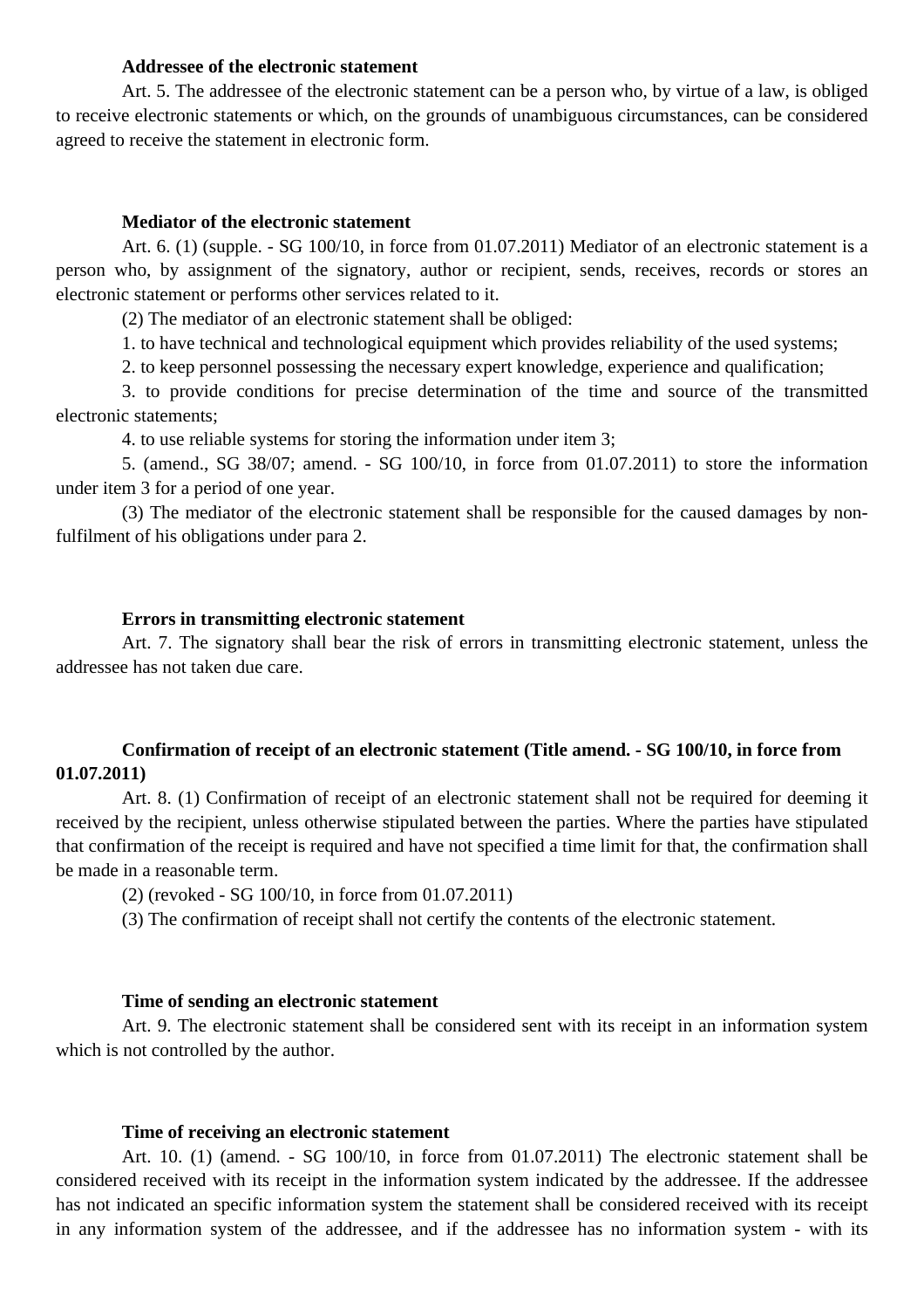**Addressee of the electronic statement**

Art. 5. The addressee of the electronic statement can be a person who, by virtue of a law, is obliged to receive electronic statements or which, on the grounds of unambiguous circumstances, can be considered agreed to receive the statement in electronic form.

**Mediator of the electronic statement**

Art. 6. (1) (supple. - SG 100/10, in force from 01.07.2011) Mediator of an electronic statement is a person who, by assignment of the signatory, author or recipient, sends, receives, records or stores an electronic statement or performs other services related to it.

(2) The mediator of an electronic statement shall be obliged:

1. to have technical and technological equipment which provides reliability of the used systems;

2. to keep personnel possessing the necessary expert knowledge, experience and qualification;

3. to provide conditions for precise determination of the time and source of the transmitted electronic statements;

4. to use reliable systems for storing the information under item 3;

5. (amend., SG 38/07; amend. - SG 100/10, in force from 01.07.2011) to store the information under item 3 for a period of one year.

(3) The mediator of the electronic statement shall be responsible for the caused damages by non-fulfilment of his obligations under para 2.

**Errors in transmitting electronic statement**

Art. 7. The signatory shall bear the risk of errors in transmitting electronic statement, unless the addressee has not taken due care.

**Confirmation of receipt of an electronic statement (Title amend. - SG 100/10, in force from 01.07.2011)**

Art. 8. (1) Confirmation of receipt of an electronic statement shall not be required for deeming it received by the recipient, unless otherwise stipulated between the parties. Where the parties have stipulated that confirmation of the receipt is required and have not specified a time limit for that, the confirmation shall be made in a reasonable term.

(2) (revoked - SG 100/10, in force from 01.07.2011)

(3) The confirmation of receipt shall not certify the contents of the electronic statement.

**Time of sending an electronic statement**

Art. 9. The electronic statement shall be considered sent with its receipt in an information system which is not controlled by the author.

**Time of receiving an electronic statement**

Art. 10. (1) (amend. - SG 100/10, in force from 01.07.2011) The electronic statement shall be considered received with its receipt in the information system indicated by the addressee. If the addressee has not indicated an specific information system the statement shall be considered received with its receipt in any information system of the addressee, and if the addressee has no information system - with its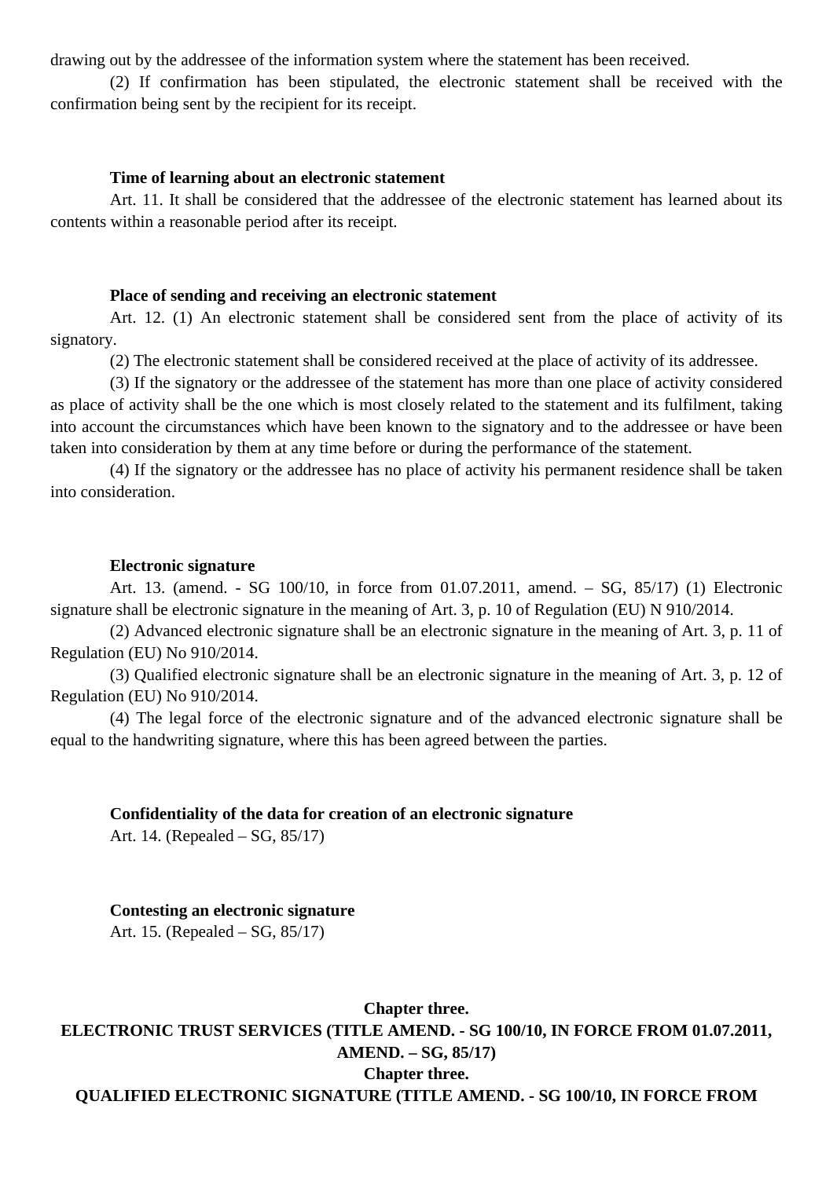drawing out by the addressee of the information system where the statement has been received.

(2) If confirmation has been stipulated, the electronic statement shall be received with the confirmation being sent by the recipient for its receipt.

**Time of learning about an electronic statement**

Art. 11. It shall be considered that the addressee of the electronic statement has learned about its contents within a reasonable period after its receipt.

**Place of sending and receiving an electronic statement**

Art. 12. (1) An electronic statement shall be considered sent from the place of activity of its signatory.

(2) The electronic statement shall be considered received at the place of activity of its addressee.

(3) If the signatory or the addressee of the statement has more than one place of activity considered as place of activity shall be the one which is most closely related to the statement and its fulfilment, taking into account the circumstances which have been known to the signatory and to the addressee or have been taken into consideration by them at any time before or during the performance of the statement.

(4) If the signatory or the addressee has no place of activity his permanent residence shall be taken into consideration.

**Electronic signature**

Art. 13. (amend. - SG 100/10, in force from 01.07.2011, amend. – SG, 85/17) (1) Electronic signature shall be electronic signature in the meaning of Art. 3, p. 10 of Regulation (EU) N 910/2014.

(2) Advanced electronic signature shall be an electronic signature in the meaning of Art. 3, p. 11 of Regulation (EU) No 910/2014.

(3) Qualified electronic signature shall be an electronic signature in the meaning of Art. 3, p. 12 of Regulation (EU) No 910/2014.

(4) The legal force of the electronic signature and of the advanced electronic signature shall be equal to the handwriting signature, where this has been agreed between the parties.

**Confidentiality of the data for creation of an electronic signature**

Art. 14. (Repealed – SG, 85/17)

**Contesting an electronic signature**

Art. 15. (Repealed – SG, 85/17)

## Chapter three.
## ELECTRONIC TRUST SERVICES (TITLE AMEND. - SG 100/10, IN FORCE FROM 01.07.2011, AMEND. – SG, 85/17)
## Chapter three.
## QUALIFIED ELECTRONIC SIGNATURE (TITLE AMEND. - SG 100/10, IN FORCE FROM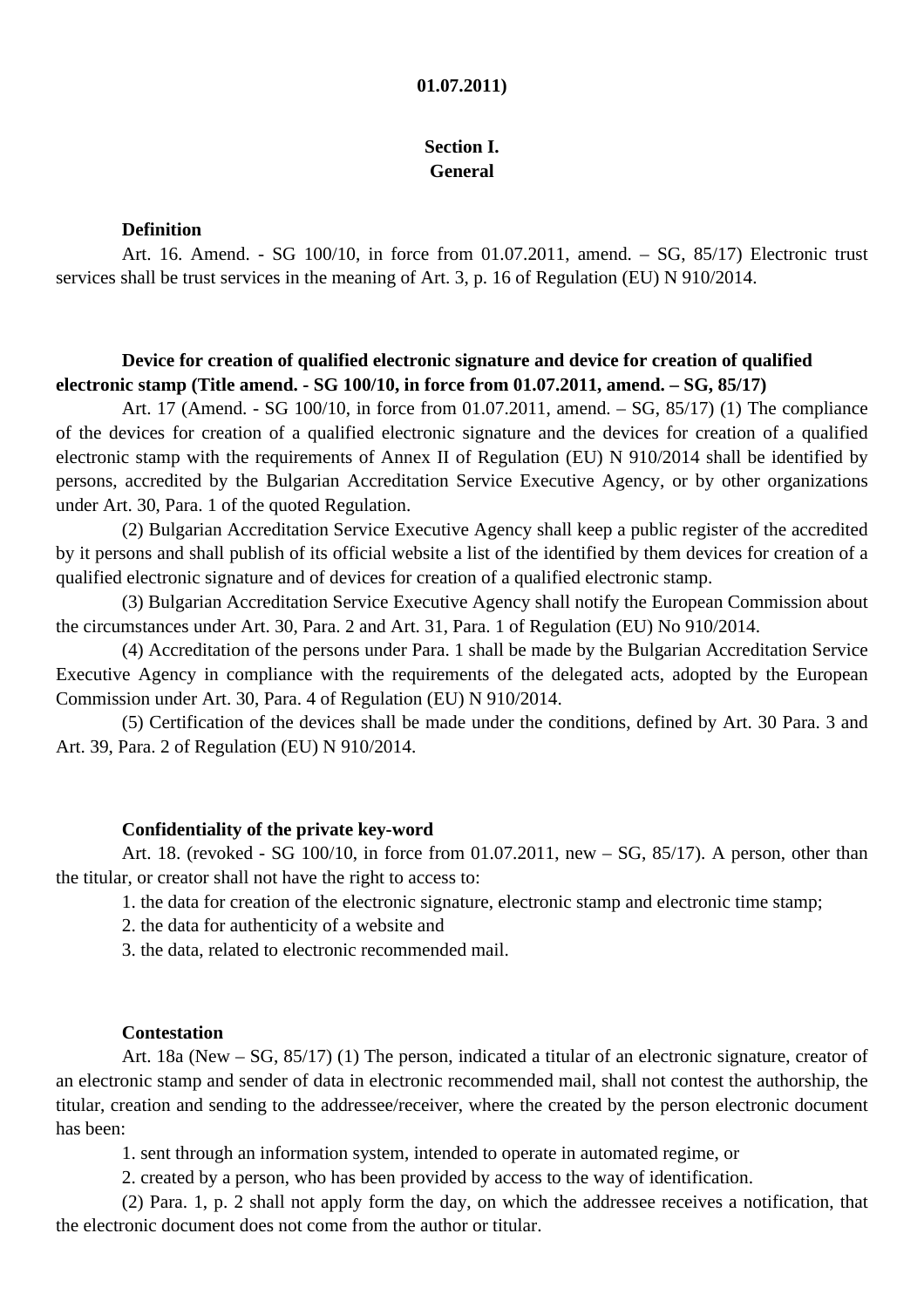**01.07.2011)**

## Section I.
## General

**Definition**

Art. 16. Amend. - SG 100/10, in force from 01.07.2011, amend. – SG, 85/17) Electronic trust services shall be trust services in the meaning of Art. 3, p. 16 of Regulation (EU) N 910/2014.

**Device for creation of qualified electronic signature and device for creation of qualified electronic stamp (Title amend. - SG 100/10, in force from 01.07.2011, amend. – SG, 85/17)**

Art. 17 (Amend. - SG 100/10, in force from 01.07.2011, amend. – SG, 85/17) (1) The compliance of the devices for creation of a qualified electronic signature and the devices for creation of a qualified electronic stamp with the requirements of Annex II of Regulation (EU) N 910/2014 shall be identified by persons, accredited by the Bulgarian Accreditation Service Executive Agency, or by other organizations under Art. 30, Para. 1 of the quoted Regulation.

(2) Bulgarian Accreditation Service Executive Agency shall keep a public register of the accredited by it persons and shall publish of its official website a list of the identified by them devices for creation of a qualified electronic signature and of devices for creation of a qualified electronic stamp.

(3) Bulgarian Accreditation Service Executive Agency shall notify the European Commission about the circumstances under Art. 30, Para. 2 and Art. 31, Para. 1 of Regulation (EU) No 910/2014.

(4) Accreditation of the persons under Para. 1 shall be made by the Bulgarian Accreditation Service Executive Agency in compliance with the requirements of the delegated acts, adopted by the European Commission under Art. 30, Para. 4 of Regulation (EU) N 910/2014.

(5) Certification of the devices shall be made under the conditions, defined by Art. 30 Para. 3 and Art. 39, Para. 2 of Regulation (EU) N 910/2014.

**Confidentiality of the private key-word**

Art. 18. (revoked - SG 100/10, in force from 01.07.2011, new – SG, 85/17). A person, other than the titular, or creator shall not have the right to access to:

1. the data for creation of the electronic signature, electronic stamp and electronic time stamp;
2. the data for authenticity of a website and
3. the data, related to electronic recommended mail.

**Contestation**

Art. 18a (New – SG, 85/17) (1) The person, indicated a titular of an electronic signature, creator of an electronic stamp and sender of data in electronic recommended mail, shall not contest the authorship, the titular, creation and sending to the addressee/receiver, where the created by the person electronic document has been:

1. sent through an information system, intended to operate in automated regime, or
2. created by a person, who has been provided by access to the way of identification.

(2) Para. 1, p. 2 shall not apply form the day, on which the addressee receives a notification, that the electronic document does not come from the author or titular.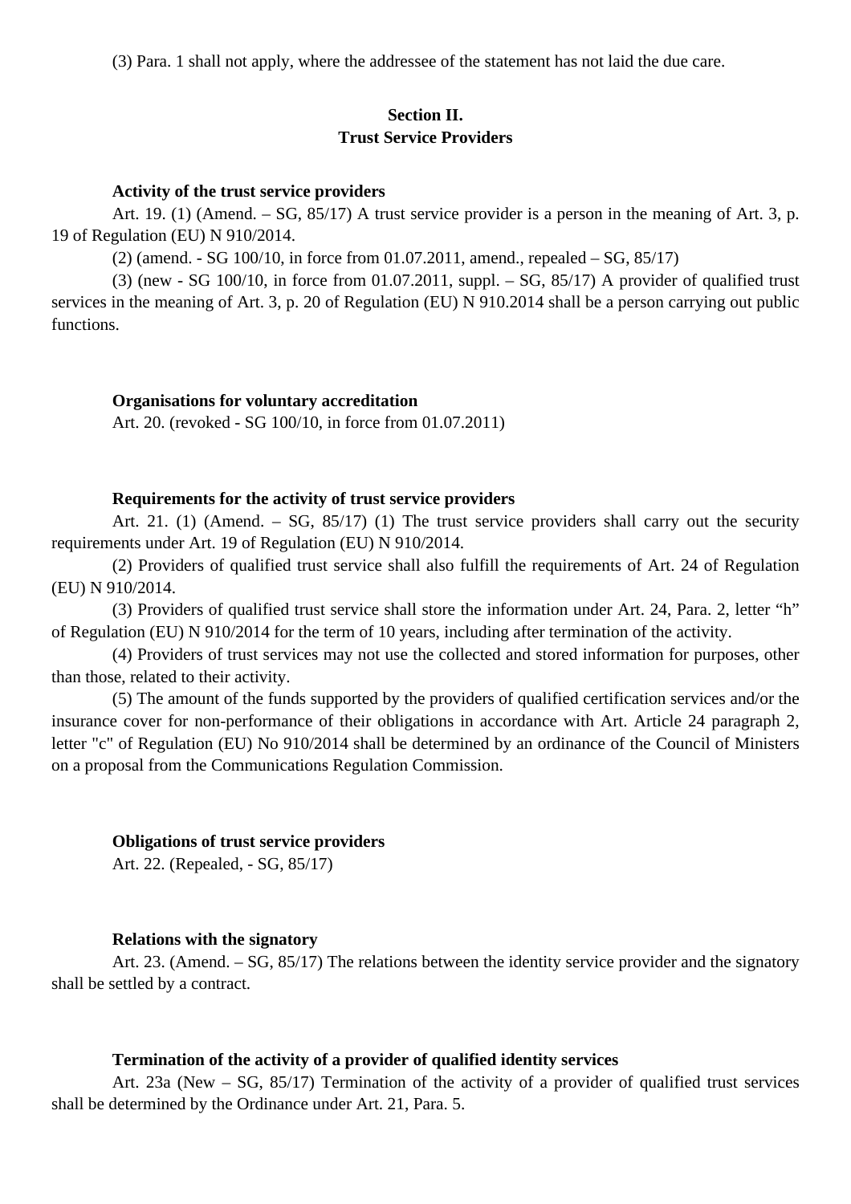(3) Para. 1 shall not apply, where the addressee of the statement has not laid the due care.

## Section II.
## Trust Service Providers

**Activity of the trust service providers**

Art. 19. (1) (Amend. – SG, 85/17) A trust service provider is a person in the meaning of Art. 3, p. 19 of Regulation (EU) N 910/2014.

(2) (amend. - SG 100/10, in force from 01.07.2011, amend., repealed – SG, 85/17)

(3) (new - SG 100/10, in force from 01.07.2011, suppl. – SG, 85/17) A provider of qualified trust services in the meaning of Art. 3, p. 20 of Regulation (EU) N 910.2014 shall be a person carrying out public functions.

**Organisations for voluntary accreditation**

Art. 20. (revoked - SG 100/10, in force from 01.07.2011)

**Requirements for the activity of trust service providers**

Art. 21. (1) (Amend. – SG, 85/17) (1) The trust service providers shall carry out the security requirements under Art. 19 of Regulation (EU) N 910/2014.

(2) Providers of qualified trust service shall also fulfill the requirements of Art. 24 of Regulation (EU) N 910/2014.

(3) Providers of qualified trust service shall store the information under Art. 24, Para. 2, letter "h" of Regulation (EU) N 910/2014 for the term of 10 years, including after termination of the activity.

(4) Providers of trust services may not use the collected and stored information for purposes, other than those, related to their activity.

(5) The amount of the funds supported by the providers of qualified certification services and/or the insurance cover for non-performance of their obligations in accordance with Art. Article 24 paragraph 2, letter "c" of Regulation (EU) No 910/2014 shall be determined by an ordinance of the Council of Ministers on a proposal from the Communications Regulation Commission.

**Obligations of trust service providers**

Art. 22. (Repealed, - SG, 85/17)

**Relations with the signatory**

Art. 23. (Amend. – SG, 85/17) The relations between the identity service provider and the signatory shall be settled by a contract.

**Termination of the activity of a provider of qualified identity services**

Art. 23a (New – SG, 85/17) Termination of the activity of a provider of qualified trust services shall be determined by the Ordinance under Art. 21, Para. 5.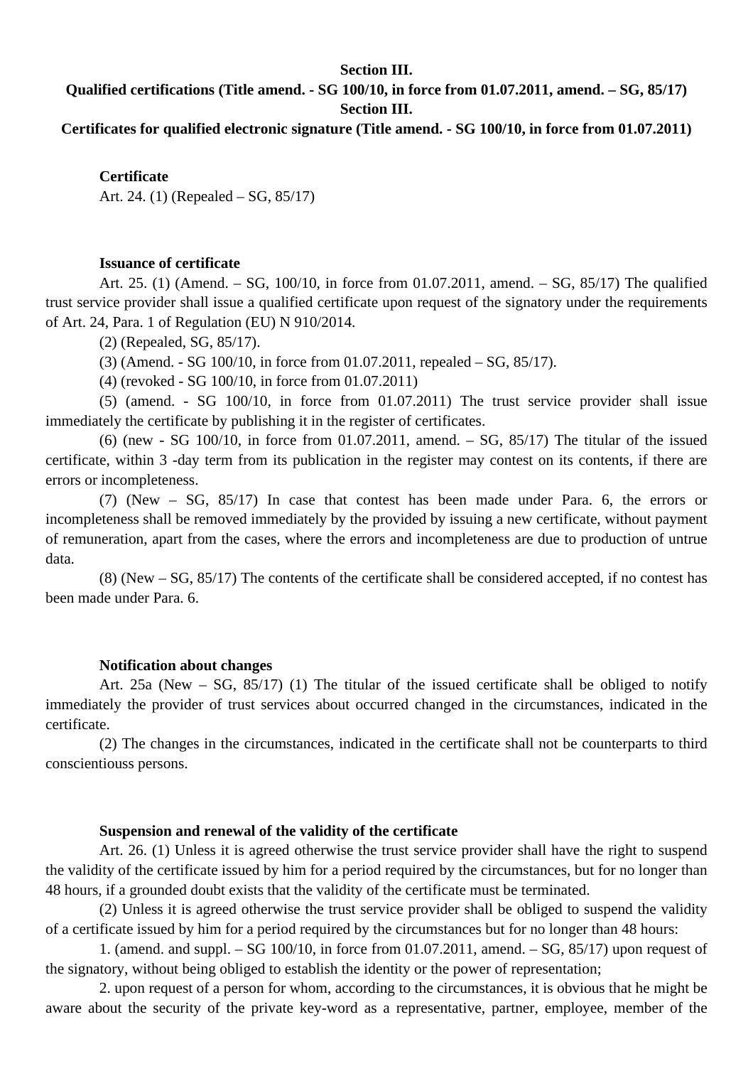**Section III.**
**Qualified certifications (Title amend. - SG 100/10, in force from 01.07.2011, amend. – SG, 85/17)**
**Section III.**
**Certificates for qualified electronic signature (Title amend. - SG 100/10, in force from 01.07.2011)**

**Certificate**

Art. 24. (1) (Repealed – SG, 85/17)

**Issuance of certificate**

Art. 25. (1) (Amend. – SG, 100/10, in force from 01.07.2011, amend. – SG, 85/17) The qualified trust service provider shall issue a qualified certificate upon request of the signatory under the requirements of Art. 24, Para. 1 of Regulation (EU) N 910/2014.

(2) (Repealed, SG, 85/17).

(3) (Amend. - SG 100/10, in force from 01.07.2011, repealed – SG, 85/17).

(4) (revoked - SG 100/10, in force from 01.07.2011)

(5) (amend. - SG 100/10, in force from 01.07.2011) The trust service provider shall issue immediately the certificate by publishing it in the register of certificates.

(6) (new - SG 100/10, in force from 01.07.2011, amend. – SG, 85/17) The titular of the issued certificate, within 3 -day term from its publication in the register may contest on its contents, if there are errors or incompleteness.

(7) (New – SG, 85/17) In case that contest has been made under Para. 6, the errors or incompleteness shall be removed immediately by the provided by issuing a new certificate, without payment of remuneration, apart from the cases, where the errors and incompleteness are due to production of untrue data.

(8) (New – SG, 85/17) The contents of the certificate shall be considered accepted, if no contest has been made under Para. 6.

**Notification about changes**

Art. 25a (New – SG, 85/17) (1) The titular of the issued certificate shall be obliged to notify immediately the provider of trust services about occurred changed in the circumstances, indicated in the certificate.

(2) The changes in the circumstances, indicated in the certificate shall not be counterparts to third conscientiouss persons.

**Suspension and renewal of the validity of the certificate**

Art. 26. (1) Unless it is agreed otherwise the trust service provider shall have the right to suspend the validity of the certificate issued by him for a period required by the circumstances, but for no longer than 48 hours, if a grounded doubt exists that the validity of the certificate must be terminated.

(2) Unless it is agreed otherwise the trust service provider shall be obliged to suspend the validity of a certificate issued by him for a period required by the circumstances but for no longer than 48 hours:

1. (amend. and suppl. – SG 100/10, in force from 01.07.2011, amend. – SG, 85/17) upon request of the signatory, without being obliged to establish the identity or the power of representation;

2. upon request of a person for whom, according to the circumstances, it is obvious that he might be aware about the security of the private key-word as a representative, partner, employee, member of the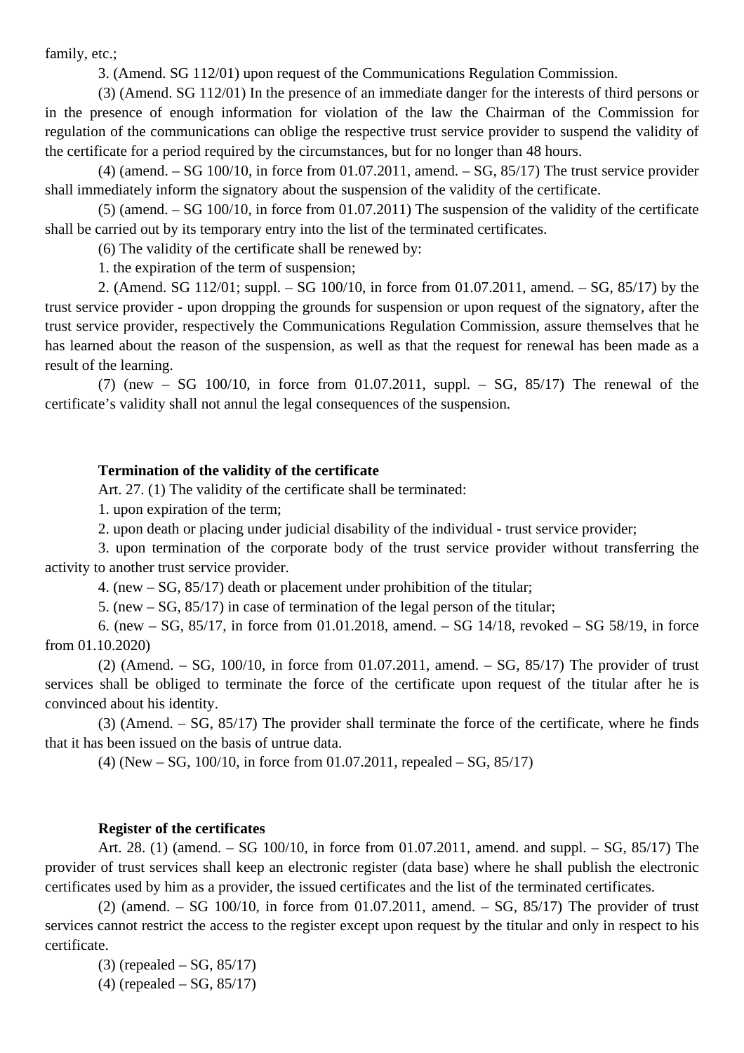family, etc.;

3. (Amend. SG 112/01) upon request of the Communications Regulation Commission.

(3) (Amend. SG 112/01) In the presence of an immediate danger for the interests of third persons or in the presence of enough information for violation of the law the Chairman of the Commission for regulation of the communications can oblige the respective trust service provider to suspend the validity of the certificate for a period required by the circumstances, but for no longer than 48 hours.

(4) (amend. – SG 100/10, in force from 01.07.2011, amend. – SG, 85/17) The trust service provider shall immediately inform the signatory about the suspension of the validity of the certificate.

(5) (amend. – SG 100/10, in force from 01.07.2011) The suspension of the validity of the certificate shall be carried out by its temporary entry into the list of the terminated certificates.

(6) The validity of the certificate shall be renewed by:

1. the expiration of the term of suspension;

2. (Amend. SG 112/01; suppl. – SG 100/10, in force from 01.07.2011, amend. – SG, 85/17) by the trust service provider - upon dropping the grounds for suspension or upon request of the signatory, after the trust service provider, respectively the Communications Regulation Commission, assure themselves that he has learned about the reason of the suspension, as well as that the request for renewal has been made as a result of the learning.

(7) (new – SG 100/10, in force from 01.07.2011, suppl. – SG, 85/17) The renewal of the certificate's validity shall not annul the legal consequences of the suspension.

**Termination of the validity of the certificate**

Art. 27. (1) The validity of the certificate shall be terminated:

1. upon expiration of the term;

2. upon death or placing under judicial disability of the individual - trust service provider;

3. upon termination of the corporate body of the trust service provider without transferring the activity to another trust service provider.

4. (new – SG, 85/17) death or placement under prohibition of the titular;

5. (new – SG, 85/17) in case of termination of the legal person of the titular;

6. (new – SG, 85/17, in force from 01.01.2018, amend. – SG 14/18, revoked – SG 58/19, in force from 01.10.2020)

(2) (Amend. – SG, 100/10, in force from 01.07.2011, amend. – SG, 85/17) The provider of trust services shall be obliged to terminate the force of the certificate upon request of the titular after he is convinced about his identity.

(3) (Amend. – SG, 85/17) The provider shall terminate the force of the certificate, where he finds that it has been issued on the basis of untrue data.

(4) (New – SG, 100/10, in force from 01.07.2011, repealed – SG, 85/17)

**Register of the certificates**

Art. 28. (1) (amend. – SG 100/10, in force from 01.07.2011, amend. and suppl. – SG, 85/17) The provider of trust services shall keep an electronic register (data base) where he shall publish the electronic certificates used by him as a provider, the issued certificates and the list of the terminated certificates.

(2) (amend. – SG 100/10, in force from 01.07.2011, amend. – SG, 85/17) The provider of trust services cannot restrict the access to the register except upon request by the titular and only in respect to his certificate.

(3) (repealed – SG, 85/17)

(4) (repealed – SG, 85/17)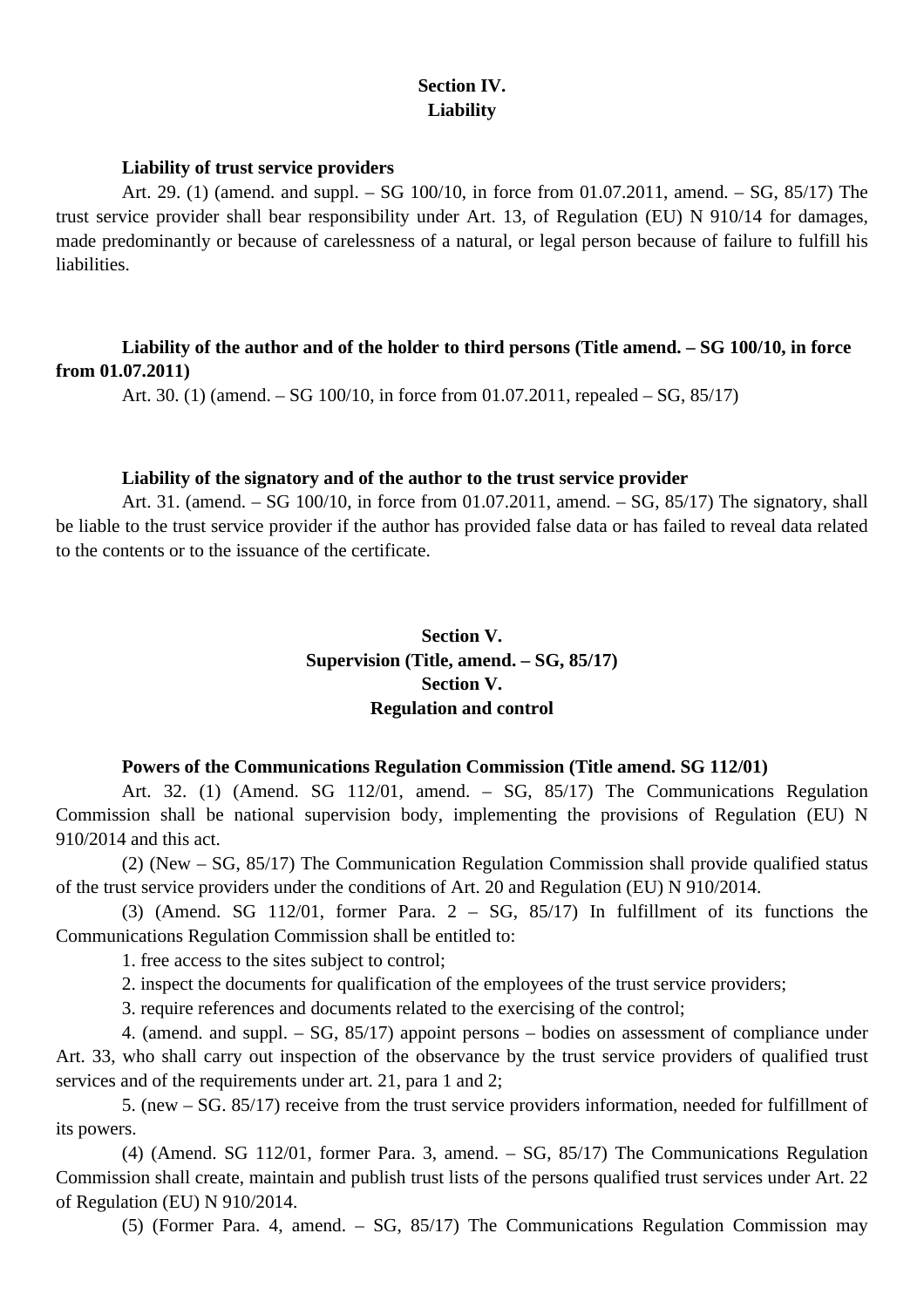## Section IV.
## Liability

**Liability of trust service providers**

Art. 29. (1) (amend. and suppl. – SG 100/10, in force from 01.07.2011, amend. – SG, 85/17) The trust service provider shall bear responsibility under Art. 13, of Regulation (EU) N 910/14 for damages, made predominantly or because of carelessness of a natural, or legal person because of failure to fulfill his liabilities.

**Liability of the author and of the holder to third persons (Title amend. – SG 100/10, in force from 01.07.2011)**

Art. 30. (1) (amend. – SG 100/10, in force from 01.07.2011, repealed – SG, 85/17)

**Liability of the signatory and of the author to the trust service provider**

Art. 31. (amend. – SG 100/10, in force from 01.07.2011, amend. – SG, 85/17) The signatory, shall be liable to the trust service provider if the author has provided false data or has failed to reveal data related to the contents or to the issuance of the certificate.

## Section V.
## Supervision (Title, amend. – SG, 85/17)
## Section V.
## Regulation and control

**Powers of the Communications Regulation Commission (Title amend. SG 112/01)**

Art. 32. (1) (Amend. SG 112/01, amend. – SG, 85/17) The Communications Regulation Commission shall be national supervision body, implementing the provisions of Regulation (EU) N 910/2014 and this act.

(2) (New – SG, 85/17) The Communication Regulation Commission shall provide qualified status of the trust service providers under the conditions of Art. 20 and Regulation (EU) N 910/2014.

(3) (Amend. SG 112/01, former Para. 2 – SG, 85/17) In fulfillment of its functions the Communications Regulation Commission shall be entitled to:

1. free access to the sites subject to control;

2. inspect the documents for qualification of the employees of the trust service providers;

3. require references and documents related to the exercising of the control;

4. (amend. and suppl. – SG, 85/17) appoint persons – bodies on assessment of compliance under Art. 33, who shall carry out inspection of the observance by the trust service providers of qualified trust services and of the requirements under art. 21, para 1 and 2;

5. (new – SG. 85/17) receive from the trust service providers information, needed for fulfillment of its powers.

(4) (Amend. SG 112/01, former Para. 3, amend. – SG, 85/17) The Communications Regulation Commission shall create, maintain and publish trust lists of the persons qualified trust services under Art. 22 of Regulation (EU) N 910/2014.

(5) (Former Para. 4, amend. – SG, 85/17) The Communications Regulation Commission may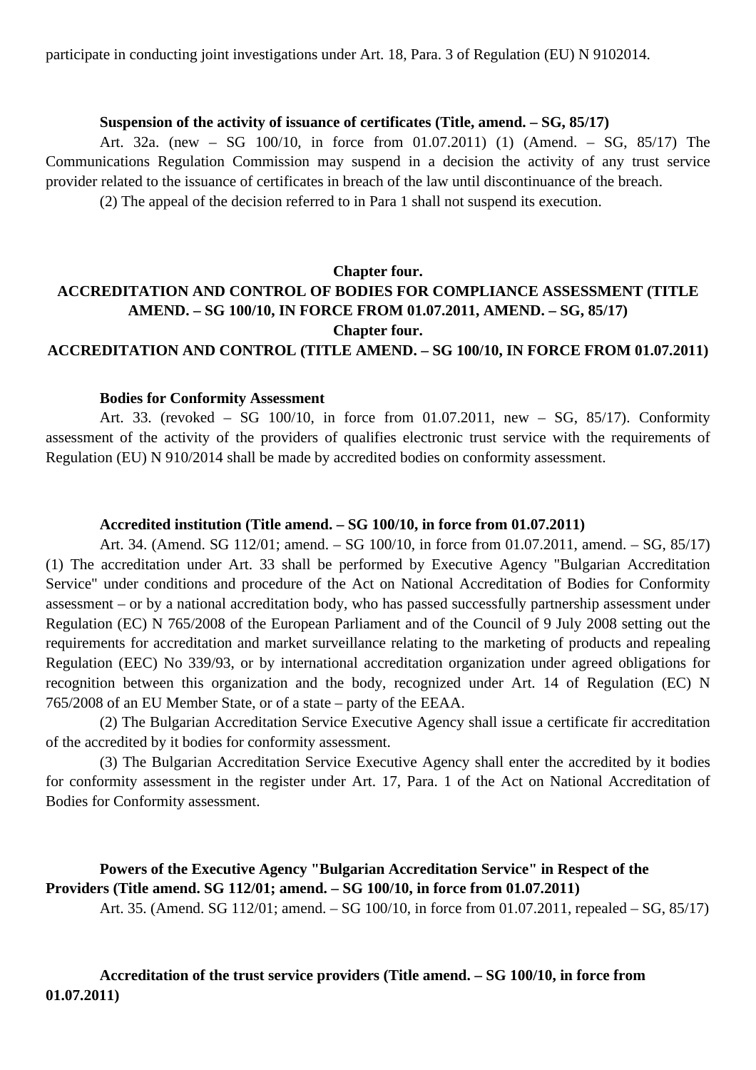participate in conducting joint investigations under Art. 18, Para. 3 of Regulation (EU) N 9102014.

**Suspension of the activity of issuance of certificates (Title, amend. – SG, 85/17)**

Art. 32a. (new – SG 100/10, in force from 01.07.2011) (1) (Amend. – SG, 85/17) The Communications Regulation Commission may suspend in a decision the activity of any trust service provider related to the issuance of certificates in breach of the law until discontinuance of the breach.

(2) The appeal of the decision referred to in Para 1 shall not suspend its execution.

## Chapter four.
## ACCREDITATION AND CONTROL OF BODIES FOR COMPLIANCE ASSESSMENT (TITLE AMEND. – SG 100/10, IN FORCE FROM 01.07.2011, AMEND. – SG, 85/17)
## Chapter four.
## ACCREDITATION AND CONTROL (TITLE AMEND. – SG 100/10, IN FORCE FROM 01.07.2011)

**Bodies for Conformity Assessment**

Art. 33. (revoked – SG 100/10, in force from 01.07.2011, new – SG, 85/17). Conformity assessment of the activity of the providers of qualifies electronic trust service with the requirements of Regulation (EU) N 910/2014 shall be made by accredited bodies on conformity assessment.

**Accredited institution (Title amend. – SG 100/10, in force from 01.07.2011)**

Art. 34. (Amend. SG 112/01; amend. – SG 100/10, in force from 01.07.2011, amend. – SG, 85/17) (1) The accreditation under Art. 33 shall be performed by Executive Agency "Bulgarian Accreditation Service" under conditions and procedure of the Act on National Accreditation of Bodies for Conformity assessment – or by a national accreditation body, who has passed successfully partnership assessment under Regulation (EC) N 765/2008 of the European Parliament and of the Council of 9 July 2008 setting out the requirements for accreditation and market surveillance relating to the marketing of products and repealing Regulation (EEC) No 339/93, or by international accreditation organization under agreed obligations for recognition between this organization and the body, recognized under Art. 14 of Regulation (EC) N 765/2008 of an EU Member State, or of a state – party of the EEAA.

(2) The Bulgarian Accreditation Service Executive Agency shall issue a certificate fir accreditation of the accredited by it bodies for conformity assessment.

(3) The Bulgarian Accreditation Service Executive Agency shall enter the accredited by it bodies for conformity assessment in the register under Art. 17, Para. 1 of the Act on National Accreditation of Bodies for Conformity assessment.

**Powers of the Executive Agency "Bulgarian Accreditation Service" in Respect of the Providers (Title amend. SG 112/01; amend. – SG 100/10, in force from 01.07.2011)**

Art. 35. (Amend. SG 112/01; amend. – SG 100/10, in force from 01.07.2011, repealed – SG, 85/17)

**Accreditation of the trust service providers (Title amend. – SG 100/10, in force from 01.07.2011)**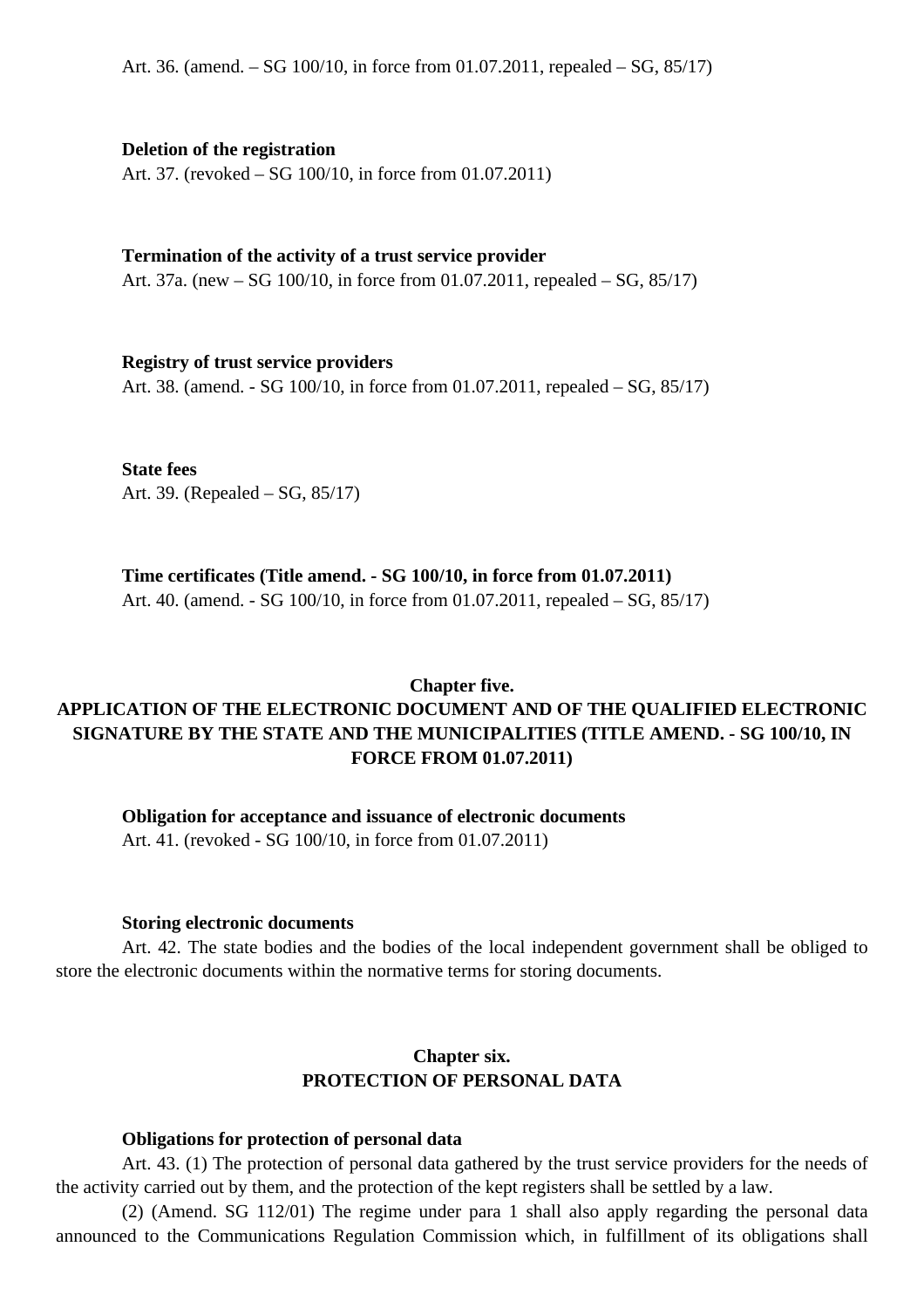Art. 36. (amend. – SG 100/10, in force from 01.07.2011, repealed – SG, 85/17)

**Deletion of the registration**

Art. 37. (revoked – SG 100/10, in force from 01.07.2011)

**Termination of the activity of a trust service provider**

Art. 37a. (new – SG 100/10, in force from 01.07.2011, repealed – SG, 85/17)

**Registry of trust service providers**

Art. 38. (amend. - SG 100/10, in force from 01.07.2011, repealed – SG, 85/17)

**State fees**

Art. 39. (Repealed – SG, 85/17)

**Time certificates (Title amend. - SG 100/10, in force from 01.07.2011)**

Art. 40. (amend. - SG 100/10, in force from 01.07.2011, repealed – SG, 85/17)

## Chapter five.
## APPLICATION OF THE ELECTRONIC DOCUMENT AND OF THE QUALIFIED ELECTRONIC SIGNATURE BY THE STATE AND THE MUNICIPALITIES (TITLE AMEND. - SG 100/10, IN FORCE FROM 01.07.2011)

**Obligation for acceptance and issuance of electronic documents**

Art. 41. (revoked - SG 100/10, in force from 01.07.2011)

**Storing electronic documents**

Art. 42. The state bodies and the bodies of the local independent government shall be obliged to store the electronic documents within the normative terms for storing documents.

## Chapter six.
## PROTECTION OF PERSONAL DATA

**Obligations for protection of personal data**

Art. 43. (1) The protection of personal data gathered by the trust service providers for the needs of the activity carried out by them, and the protection of the kept registers shall be settled by a law.

(2) (Amend. SG 112/01) The regime under para 1 shall also apply regarding the personal data announced to the Communications Regulation Commission which, in fulfillment of its obligations shall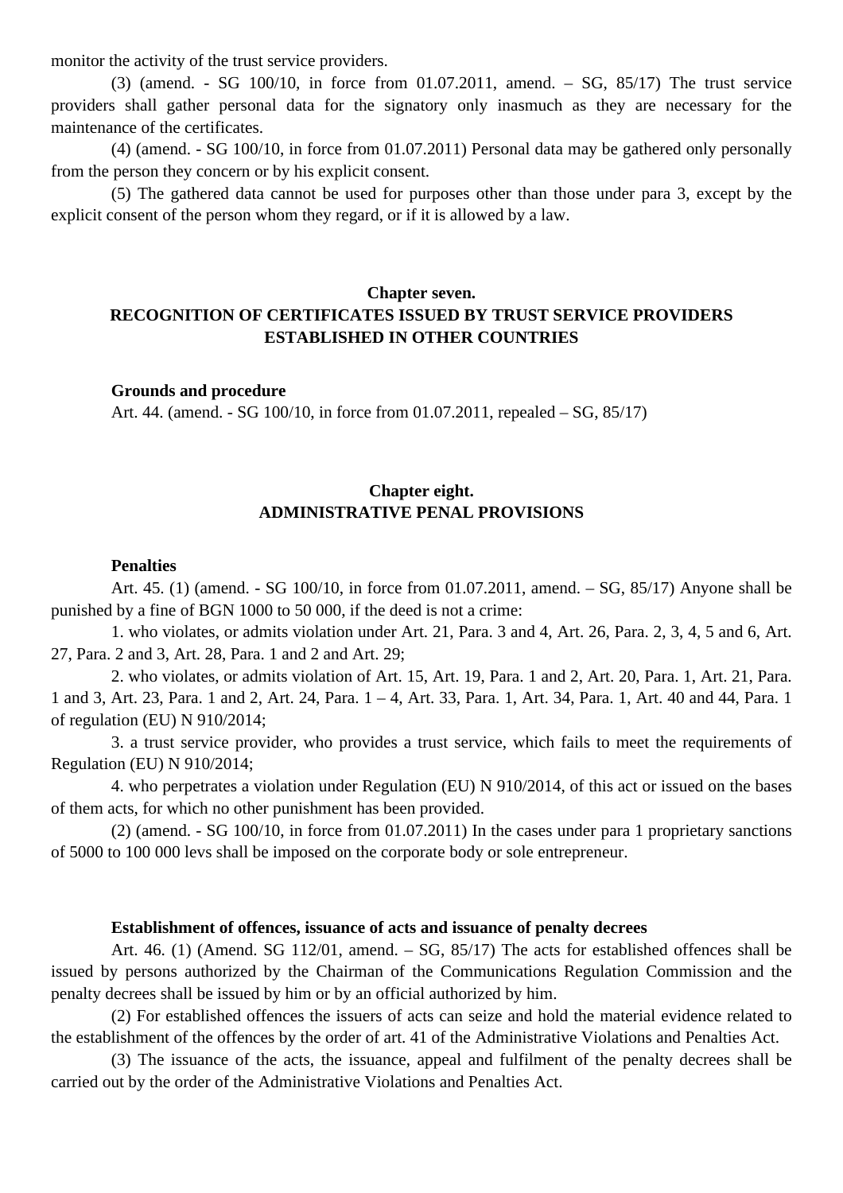monitor the activity of the trust service providers.

(3) (amend. - SG 100/10, in force from 01.07.2011, amend. – SG, 85/17) The trust service providers shall gather personal data for the signatory only inasmuch as they are necessary for the maintenance of the certificates.

(4) (amend. - SG 100/10, in force from 01.07.2011) Personal data may be gathered only personally from the person they concern or by his explicit consent.

(5) The gathered data cannot be used for purposes other than those under para 3, except by the explicit consent of the person whom they regard, or if it is allowed by a law.

## Chapter seven.
## RECOGNITION OF CERTIFICATES ISSUED BY TRUST SERVICE PROVIDERS ESTABLISHED IN OTHER COUNTRIES

**Grounds and procedure**

Art. 44. (amend. - SG 100/10, in force from 01.07.2011, repealed – SG, 85/17)

## Chapter eight.
## ADMINISTRATIVE PENAL PROVISIONS

**Penalties**

Art. 45. (1) (amend. - SG 100/10, in force from 01.07.2011, amend. – SG, 85/17) Anyone shall be punished by a fine of BGN 1000 to 50 000, if the deed is not a crime:

1. who violates, or admits violation under Art. 21, Para. 3 and 4, Art. 26, Para. 2, 3, 4, 5 and 6, Art. 27, Para. 2 and 3, Art. 28, Para. 1 and 2 and Art. 29;

2. who violates, or admits violation of Art. 15, Art. 19, Para. 1 and 2, Art. 20, Para. 1, Art. 21, Para. 1 and 3, Art. 23, Para. 1 and 2, Art. 24, Para. 1 – 4, Art. 33, Para. 1, Art. 34, Para. 1, Art. 40 and 44, Para. 1 of regulation (EU) N 910/2014;

3. a trust service provider, who provides a trust service, which fails to meet the requirements of Regulation (EU) N 910/2014;

4. who perpetrates a violation under Regulation (EU) N 910/2014, of this act or issued on the bases of them acts, for which no other punishment has been provided.

(2) (amend. - SG 100/10, in force from 01.07.2011) In the cases under para 1 proprietary sanctions of 5000 to 100 000 levs shall be imposed on the corporate body or sole entrepreneur.

**Establishment of offences, issuance of acts and issuance of penalty decrees**

Art. 46. (1) (Amend. SG 112/01, amend. – SG, 85/17) The acts for established offences shall be issued by persons authorized by the Chairman of the Communications Regulation Commission and the penalty decrees shall be issued by him or by an official authorized by him.

(2) For established offences the issuers of acts can seize and hold the material evidence related to the establishment of the offences by the order of art. 41 of the Administrative Violations and Penalties Act.

(3) The issuance of the acts, the issuance, appeal and fulfilment of the penalty decrees shall be carried out by the order of the Administrative Violations and Penalties Act.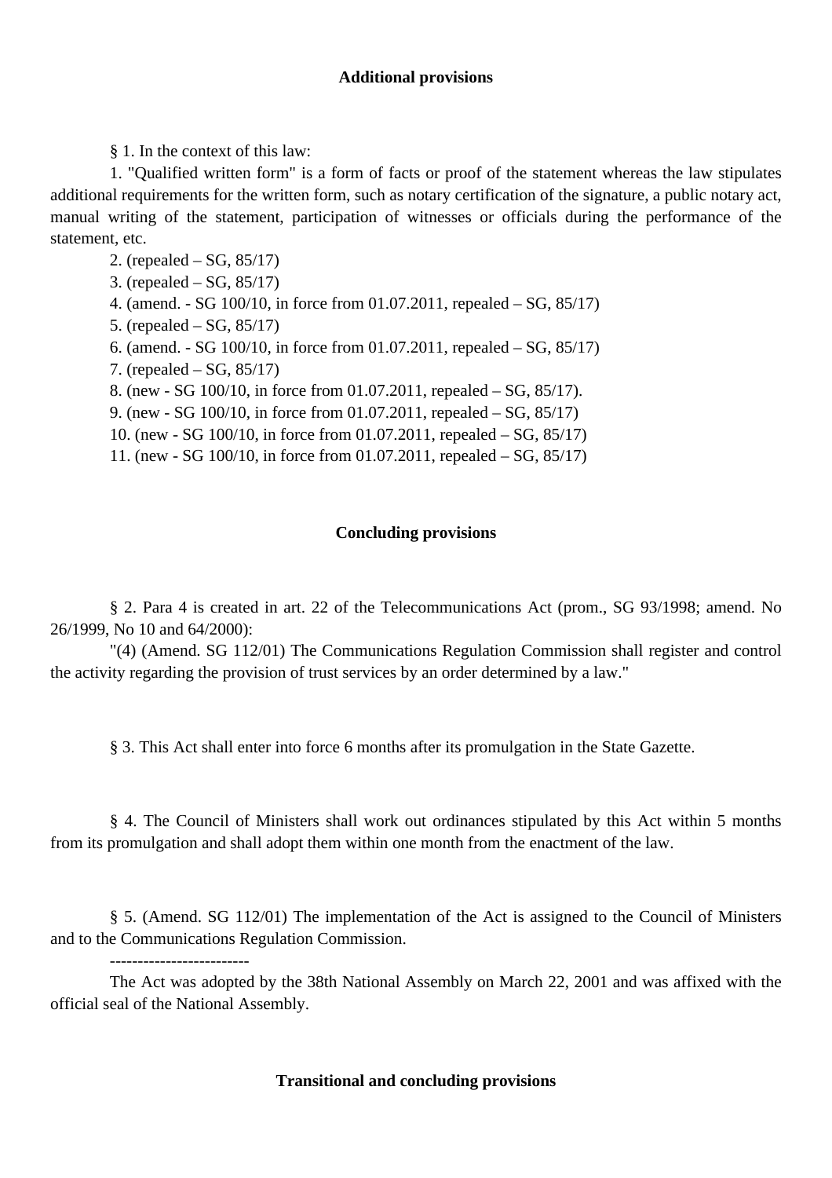## Additional provisions

§ 1. In the context of this law:

1. "Qualified written form" is a form of facts or proof of the statement whereas the law stipulates additional requirements for the written form, such as notary certification of the signature, a public notary act, manual writing of the statement, participation of witnesses or officials during the performance of the statement, etc.

2. (repealed – SG, 85/17)

3. (repealed – SG, 85/17)

4. (amend. - SG 100/10, in force from 01.07.2011, repealed – SG, 85/17)

5. (repealed – SG, 85/17)

6. (amend. - SG 100/10, in force from 01.07.2011, repealed – SG, 85/17)

7. (repealed – SG, 85/17)

8. (new - SG 100/10, in force from 01.07.2011, repealed – SG, 85/17).

9. (new - SG 100/10, in force from 01.07.2011, repealed – SG, 85/17)

10. (new - SG 100/10, in force from 01.07.2011, repealed – SG, 85/17)

11. (new - SG 100/10, in force from 01.07.2011, repealed – SG, 85/17)

## Concluding provisions

§ 2. Para 4 is created in art. 22 of the Telecommunications Act (prom., SG 93/1998; amend. No 26/1999, No 10 and 64/2000):

"(4) (Amend. SG 112/01) The Communications Regulation Commission shall register and control the activity regarding the provision of trust services by an order determined by a law."

§ 3. This Act shall enter into force 6 months after its promulgation in the State Gazette.

§ 4. The Council of Ministers shall work out ordinances stipulated by this Act within 5 months from its promulgation and shall adopt them within one month from the enactment of the law.

§ 5. (Amend. SG 112/01) The implementation of the Act is assigned to the Council of Ministers and to the Communications Regulation Commission.

-------------------------

The Act was adopted by the 38th National Assembly on March 22, 2001 and was affixed with the official seal of the National Assembly.

## Transitional and concluding provisions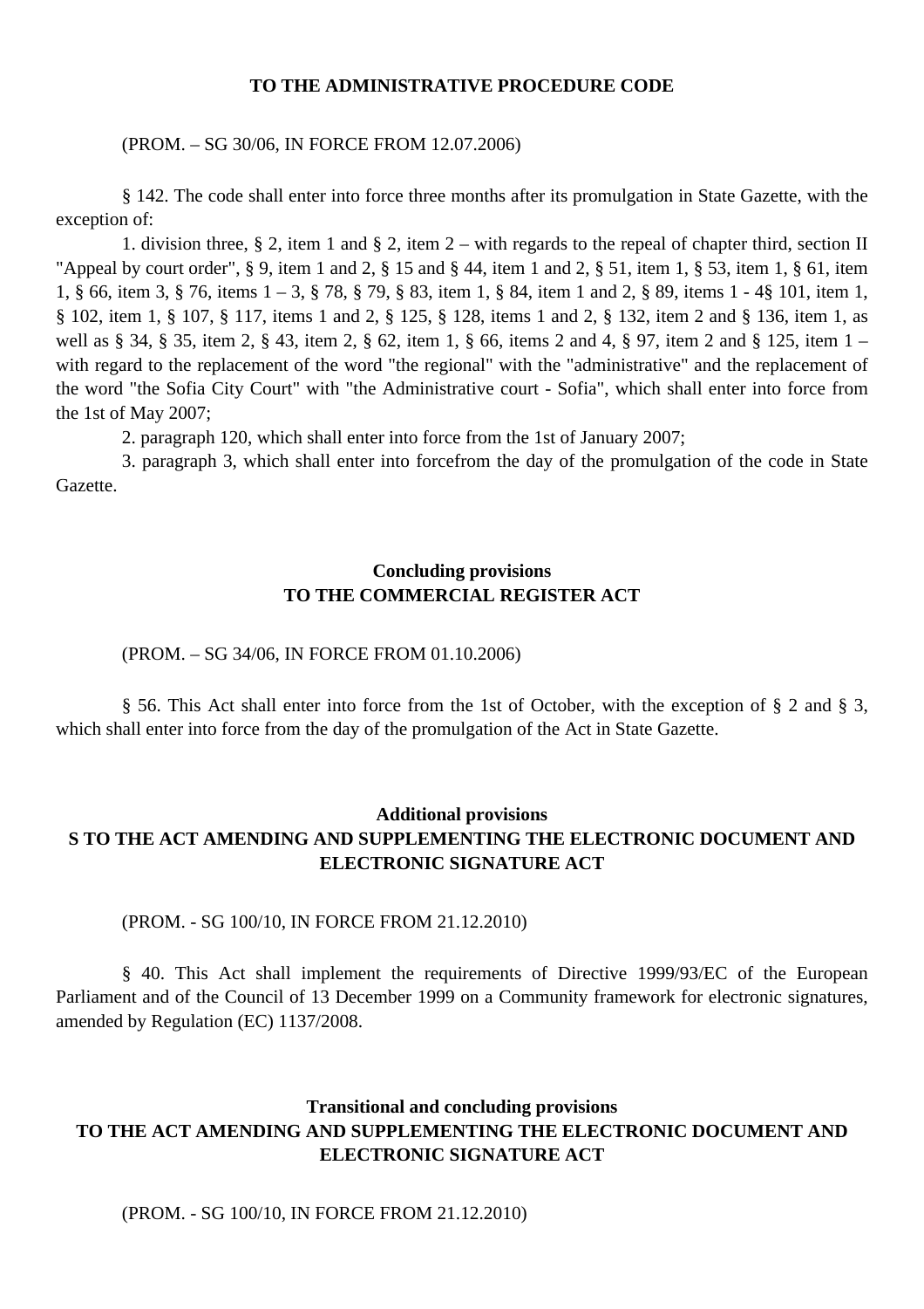**TO THE ADMINISTRATIVE PROCEDURE CODE**

(PROM. – SG 30/06, IN FORCE FROM 12.07.2006)

§ 142. The code shall enter into force three months after its promulgation in State Gazette, with the exception of:

1. division three, § 2, item 1 and § 2, item 2 – with regards to the repeal of chapter third, section II "Appeal by court order", § 9, item 1 and 2, § 15 and § 44, item 1 and 2, § 51, item 1, § 53, item 1, § 61, item 1, § 66, item 3, § 76, items 1 – 3, § 78, § 79, § 83, item 1, § 84, item 1 and 2, § 89, items 1 - 4§ 101, item 1, § 102, item 1, § 107, § 117, items 1 and 2, § 125, § 128, items 1 and 2, § 132, item 2 and § 136, item 1, as well as § 34, § 35, item 2, § 43, item 2, § 62, item 1, § 66, items 2 and 4, § 97, item 2 and § 125, item 1 – with regard to the replacement of the word "the regional" with the "administrative" and the replacement of the word "the Sofia City Court" with "the Administrative court - Sofia", which shall enter into force from the 1st of May 2007;

2. paragraph 120, which shall enter into force from the 1st of January 2007;

3. paragraph 3, which shall enter into forcefrom the day of the promulgation of the code in State Gazette.

**Concluding provisions**
**TO THE COMMERCIAL REGISTER ACT**

(PROM. – SG 34/06, IN FORCE FROM 01.10.2006)

§ 56. This Act shall enter into force from the 1st of October, with the exception of § 2 and § 3, which shall enter into force from the day of the promulgation of the Act in State Gazette.

**Additional provisions**
**S TO THE ACT AMENDING AND SUPPLEMENTING THE ELECTRONIC DOCUMENT AND ELECTRONIC SIGNATURE ACT**

(PROM. - SG 100/10, IN FORCE FROM 21.12.2010)

§ 40. This Act shall implement the requirements of Directive 1999/93/EC of the European Parliament and of the Council of 13 December 1999 on a Community framework for electronic signatures, amended by Regulation (EC) 1137/2008.

**Transitional and concluding provisions**
**TO THE ACT AMENDING AND SUPPLEMENTING THE ELECTRONIC DOCUMENT AND ELECTRONIC SIGNATURE ACT**

(PROM. - SG 100/10, IN FORCE FROM 21.12.2010)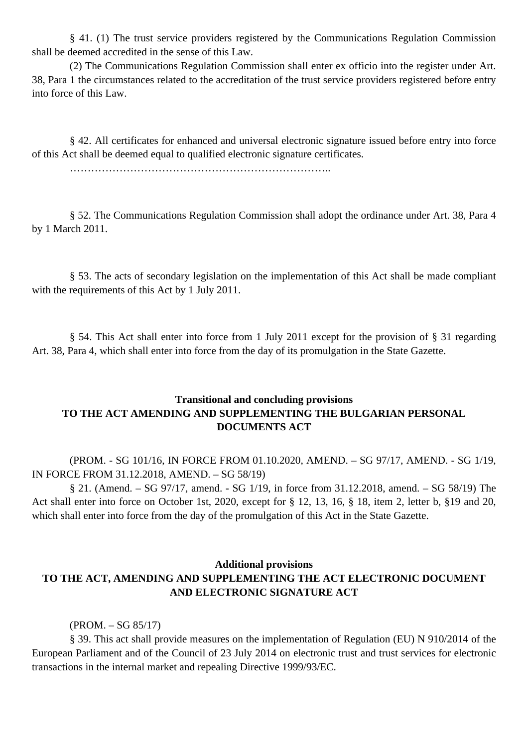§ 41. (1) The trust service providers registered by the Communications Regulation Commission shall be deemed accredited in the sense of this Law.

(2) The Communications Regulation Commission shall enter ex officio into the register under Art. 38, Para 1 the circumstances related to the accreditation of the trust service providers registered before entry into force of this Law.

§ 42. All certificates for enhanced and universal electronic signature issued before entry into force of this Act shall be deemed equal to qualified electronic signature certificates.

………………………………………………………………..

§ 52. The Communications Regulation Commission shall adopt the ordinance under Art. 38, Para 4 by 1 March 2011.

§ 53. The acts of secondary legislation on the implementation of this Act shall be made compliant with the requirements of this Act by 1 July 2011.

§ 54. This Act shall enter into force from 1 July 2011 except for the provision of § 31 regarding Art. 38, Para 4, which shall enter into force from the day of its promulgation in the State Gazette.

**Transitional and concluding provisions**
**TO THE ACT AMENDING AND SUPPLEMENTING THE BULGARIAN PERSONAL DOCUMENTS ACT**

(PROM. - SG 101/16, IN FORCE FROM 01.10.2020, AMEND. – SG 97/17, AMEND. - SG 1/19, IN FORCE FROM 31.12.2018, AMEND. – SG 58/19)

§ 21. (Amend. – SG 97/17, amend. - SG 1/19, in force from 31.12.2018, amend. – SG 58/19) The Act shall enter into force on October 1st, 2020, except for § 12, 13, 16, § 18, item 2, letter b, §19 and 20, which shall enter into force from the day of the promulgation of this Act in the State Gazette.

**Additional provisions**
**TO THE ACT, AMENDING AND SUPPLEMENTING THE ACT ELECTRONIC DOCUMENT AND ELECTRONIC SIGNATURE ACT**

(PROM. – SG 85/17)

§ 39. This act shall provide measures on the implementation of Regulation (EU) N 910/2014 of the European Parliament and of the Council of 23 July 2014 on electronic trust and trust services for electronic transactions in the internal market and repealing Directive 1999/93/EC.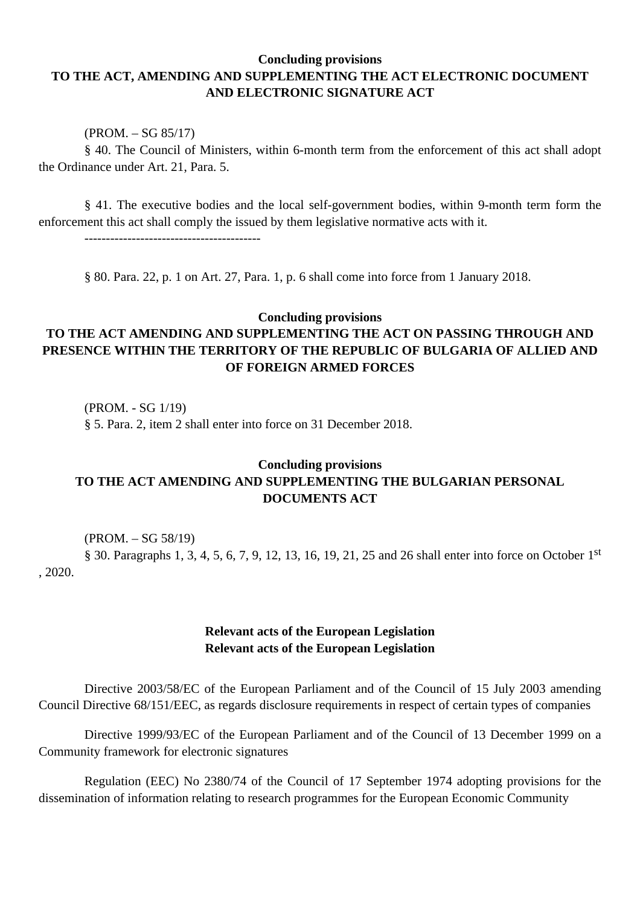**Concluding provisions**
**TO THE ACT, AMENDING AND SUPPLEMENTING THE ACT ELECTRONIC DOCUMENT AND ELECTRONIC SIGNATURE ACT**

(PROM. – SG 85/17)

§ 40. The Council of Ministers, within 6-month term from the enforcement of this act shall adopt the Ordinance under Art. 21, Para. 5.

§ 41. The executive bodies and the local self-government bodies, within 9-month term form the enforcement this act shall comply the issued by them legislative normative acts with it.

-----------------------------------------

§ 80. Para. 22, p. 1 on Art. 27, Para. 1, p. 6 shall come into force from 1 January 2018.

**Concluding provisions**
**TO THE ACT AMENDING AND SUPPLEMENTING THE ACT ON PASSING THROUGH AND PRESENCE WITHIN THE TERRITORY OF THE REPUBLIC OF BULGARIA OF ALLIED AND OF FOREIGN ARMED FORCES**

(PROM. - SG 1/19)

§ 5. Para. 2, item 2 shall enter into force on 31 December 2018.

**Concluding provisions**
**TO THE ACT AMENDING AND SUPPLEMENTING THE BULGARIAN PERSONAL DOCUMENTS ACT**

(PROM. – SG 58/19)

§ 30. Paragraphs 1, 3, 4, 5, 6, 7, 9, 12, 13, 16, 19, 21, 25 and 26 shall enter into force on October 1st, 2020.

**Relevant acts of the European Legislation**
**Relevant acts of the European Legislation**

Directive 2003/58/EC of the European Parliament and of the Council of 15 July 2003 amending Council Directive 68/151/EEC, as regards disclosure requirements in respect of certain types of companies

Directive 1999/93/EC of the European Parliament and of the Council of 13 December 1999 on a Community framework for electronic signatures

Regulation (EEC) No 2380/74 of the Council of 17 September 1974 adopting provisions for the dissemination of information relating to research programmes for the European Economic Community